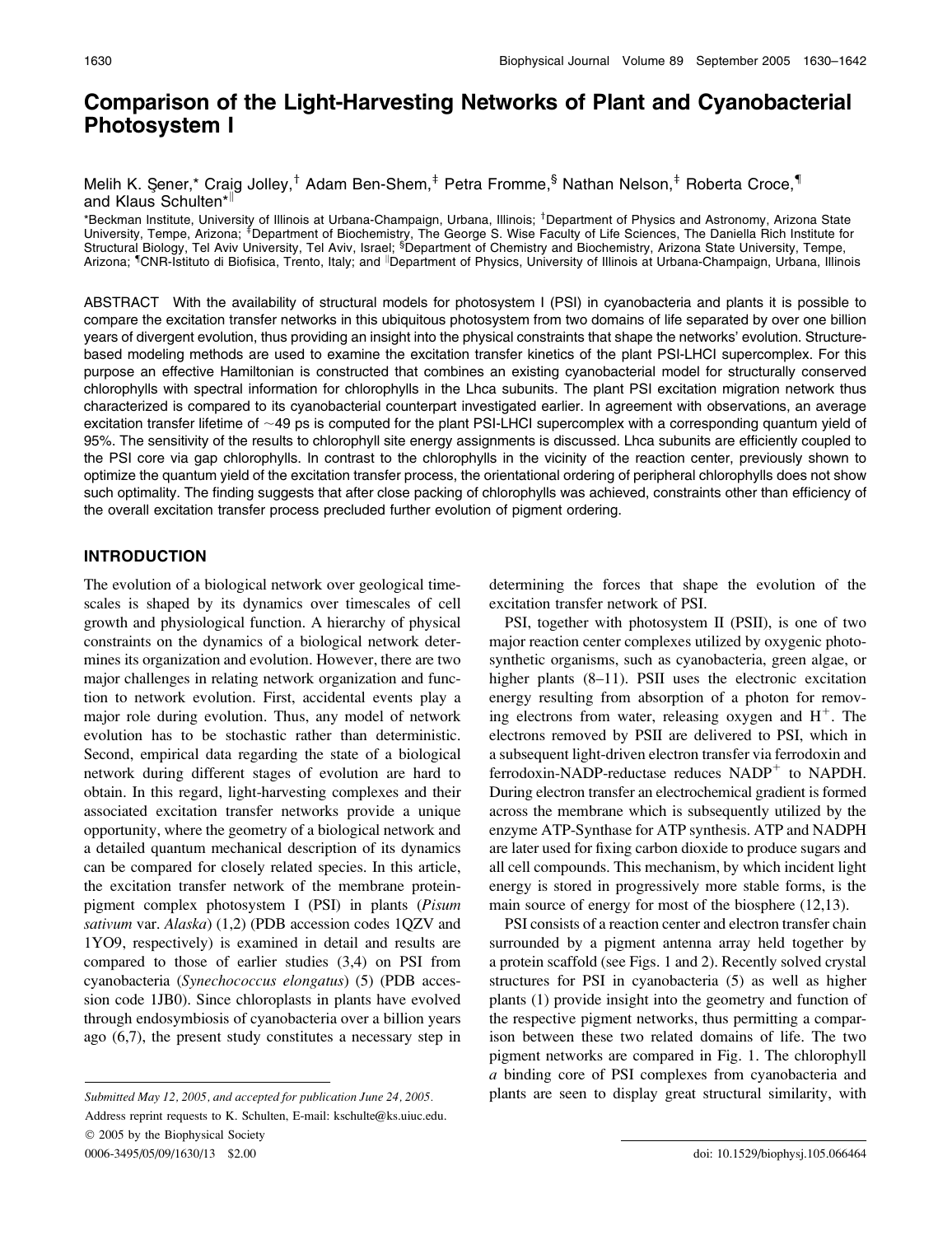# Comparison of the Light-Harvesting Networks of Plant and Cyanobacterial Photosystem I

Melih K. Şener,* Craig Jolley,[†] Adam Ben-Shem,[‡] Petra Fromme,[§] Nathan Nelson,[‡] Roberta Croce,[¶] and Klaus Schulten*[‖]

*Beckman Institute, University of Illinois at Urbana-Champaign, Urbana, Illinois; [†]Department of Physics and Astronomy, Arizona State University, Tempe, Arizona; [‡]Department of Biochemistry, The George S. Wise Faculty of Life Sciences, The Daniella Rich Institute for Structural Biology, Tel Aviv University, Tel Aviv, Israel; [§]Department of Chemistry and Biochemistry, Arizona State University, Tempe, Arizona; [¶]CNR-Istituto di Biofisica, Trento, Italy; and [‖]Department of Physics, University of Illinois at Urbana-Champaign, Urbana, Illinois

ABSTRACT With the availability of structural models for photosystem I (PSI) in cyanobacteria and plants it is possible to compare the excitation transfer networks in this ubiquitous photosystem from two domains of life separated by over one billion years of divergent evolution, thus providing an insight into the physical constraints that shape the networks' evolution. Structure-based modeling methods are used to examine the excitation transfer kinetics of the plant PSI-LHCI supercomplex. For this purpose an effective Hamiltonian is constructed that combines an existing cyanobacterial model for structurally conserved chlorophylls with spectral information for chlorophylls in the Lhca subunits. The plant PSI excitation migration network thus characterized is compared to its cyanobacterial counterpart investigated earlier. In agreement with observations, an average excitation transfer lifetime of ~49 ps is computed for the plant PSI-LHCI supercomplex with a corresponding quantum yield of 95%. The sensitivity of the results to chlorophyll site energy assignments is discussed. Lhca subunits are efficiently coupled to the PSI core via gap chlorophylls. In contrast to the chlorophylls in the vicinity of the reaction center, previously shown to optimize the quantum yield of the excitation transfer process, the orientational ordering of peripheral chlorophylls does not show such optimality. The finding suggests that after close packing of chlorophylls was achieved, constraints other than efficiency of the overall excitation transfer process precluded further evolution of pigment ordering.

## INTRODUCTION

The evolution of a biological network over geological timescales is shaped by its dynamics over timescales of cell growth and physiological function. A hierarchy of physical constraints on the dynamics of a biological network determines its organization and evolution. However, there are two major challenges in relating network organization and function to network evolution. First, accidental events play a major role during evolution. Thus, any model of network evolution has to be stochastic rather than deterministic. Second, empirical data regarding the state of a biological network during different stages of evolution are hard to obtain. In this regard, light-harvesting complexes and their associated excitation transfer networks provide a unique opportunity, where the geometry of a biological network and a detailed quantum mechanical description of its dynamics can be compared for closely related species. In this article, the excitation transfer network of the membrane protein-pigment complex photosystem I (PSI) in plants (*Pisum sativum* var. *Alaska*) (1,2) (PDB accession codes 1QZV and 1YO9, respectively) is examined in detail and results are compared to those of earlier studies (3,4) on PSI from cyanobacteria (*Synechococcus elongatus*) (5) (PDB accession code 1JB0). Since chloroplasts in plants have evolved through endosymbiosis of cyanobacteria over a billion years ago (6,7), the present study constitutes a necessary step in determining the forces that shape the evolution of the excitation transfer network of PSI.

PSI, together with photosystem II (PSII), is one of two major reaction center complexes utilized by oxygenic photosynthetic organisms, such as cyanobacteria, green algae, or higher plants (8–11). PSII uses the electronic excitation energy resulting from absorption of a photon for removing electrons from water, releasing oxygen and $H^+$. The electrons removed by PSII are delivered to PSI, which in a subsequent light-driven electron transfer via ferrodoxin and ferrodoxin-NADP-reductase reduces $NADP^+$ to NAPDH. During electron transfer an electrochemical gradient is formed across the membrane which is subsequently utilized by the enzyme ATP-Synthase for ATP synthesis. ATP and NADPH are later used for fixing carbon dioxide to produce sugars and all cell compounds. This mechanism, by which incident light energy is stored in progressively more stable forms, is the main source of energy for most of the biosphere (12,13).

PSI consists of a reaction center and electron transfer chain surrounded by a pigment antenna array held together by a protein scaffold (see Figs. 1 and 2). Recently solved crystal structures for PSI in cyanobacteria (5) as well as higher plants (1) provide insight into the geometry and function of the respective pigment networks, thus permitting a comparison between these two related domains of life. The two pigment networks are compared in Fig. 1. The chlorophyll *a* binding core of PSI complexes from cyanobacteria and plants are seen to display great structural similarity, with

*Submitted May 12, 2005, and accepted for publication June 24, 2005.*

Address reprint requests to K. Schulten, E-mail: kschulte@ks.uiuc.edu.

© 2005 by the Biophysical Society

0006-3495/05/09/1630/13 $2.00

doi: 10.1529/biophysj.105.066464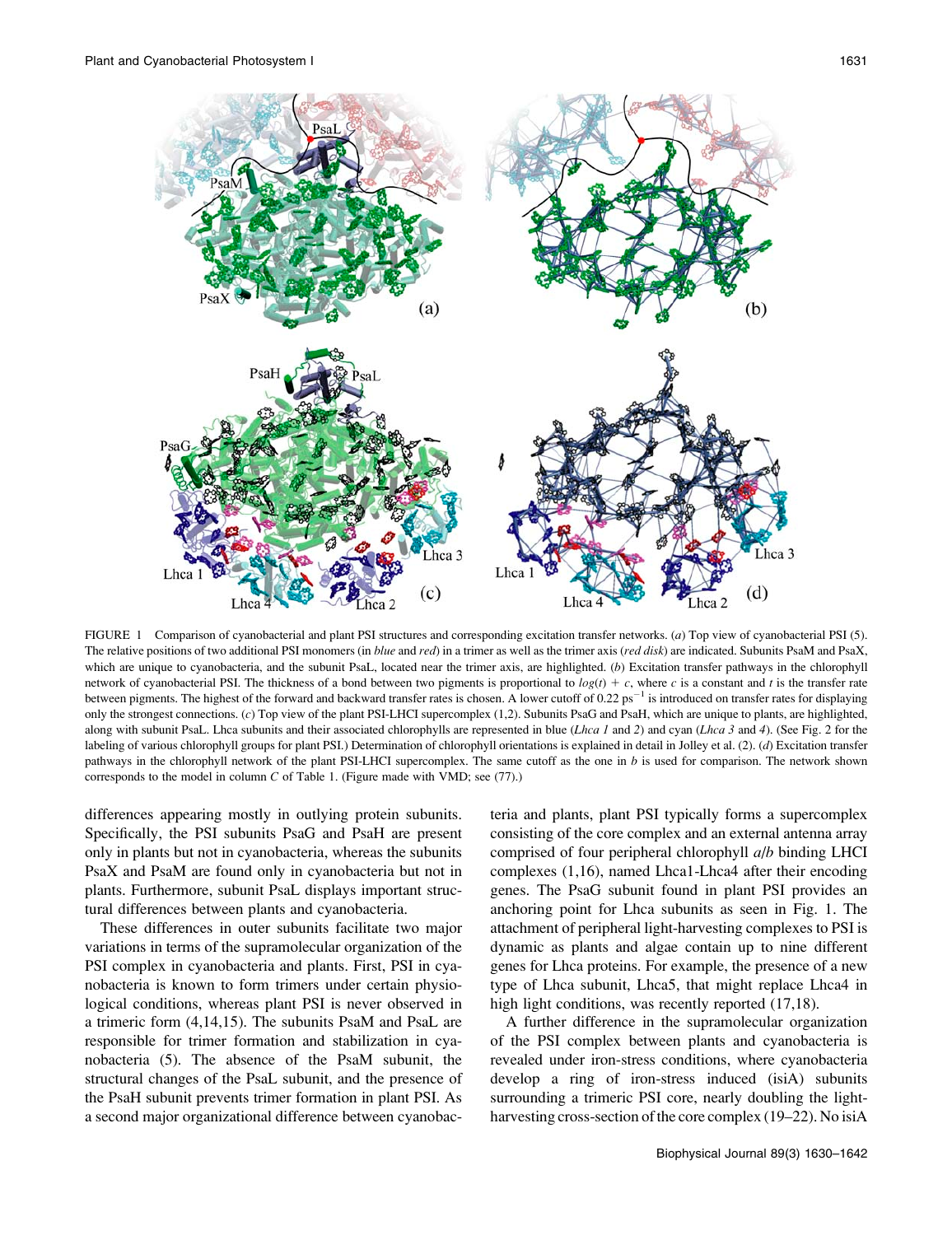FIGURE 1 Comparison of cyanobacterial and plant PSI structures and corresponding excitation transfer networks. (*a*) Top view of cyanobacterial PSI (5). The relative positions of two additional PSI monomers (in *blue* and *red*) in a trimer as well as the trimer axis (*red disk*) are indicated. Subunits PsaM and PsaX, which are unique to cyanobacteria, and the subunit PsaL, located near the trimer axis, are highlighted. (*b*) Excitation transfer pathways in the chlorophyll network of cyanobacterial PSI. The thickness of a bond between two pigments is proportional to $log(t) + c$, where $c$ is a constant and $t$ is the transfer rate between pigments. The highest of the forward and backward transfer rates is chosen. A lower cutoff of 0.22 $ps^{-1}$ is introduced on transfer rates for displaying only the strongest connections. (*c*) Top view of the plant PSI-LHCI supercomplex (1,2). Subunits PsaG and PsaH, which are unique to plants, are highlighted, along with subunit PsaL. Lhca subunits and their associated chlorophylls are represented in blue (*Lhca 1* and *2*) and cyan (*Lhca 3* and *4*). (See Fig. 2 for the labeling of various chlorophyll groups for plant PSI.) Determination of chlorophyll orientations is explained in detail in Jolley et al. (2). (*d*) Excitation transfer pathways in the chlorophyll network of the plant PSI-LHCI supercomplex. The same cutoff as the one in *b* is used for comparison. The network shown corresponds to the model in column *C* of Table 1. (Figure made with VMD; see (77).)

differences appearing mostly in outlying protein subunits. Specifically, the PSI subunits PsaG and PsaH are present only in plants but not in cyanobacteria, whereas the subunits PsaX and PsaM are found only in cyanobacteria but not in plants. Furthermore, subunit PsaL displays important structural differences between plants and cyanobacteria.

These differences in outer subunits facilitate two major variations in terms of the supramolecular organization of the PSI complex in cyanobacteria and plants. First, PSI in cyanobacteria is known to form trimers under certain physiological conditions, whereas plant PSI is never observed in a trimeric form (4,14,15). The subunits PsaM and PsaL are responsible for trimer formation and stabilization in cyanobacteria (5). The absence of the PsaM subunit, the structural changes of the PsaL subunit, and the presence of the PsaH subunit prevents trimer formation in plant PSI. As a second major organizational difference between cyanobacteria and plants, plant PSI typically forms a supercomplex consisting of the core complex and an external antenna array comprised of four peripheral chlorophyll *a*/*b* binding LHCI complexes (1,16), named Lhca1-Lhca4 after their encoding genes. The PsaG subunit found in plant PSI provides an anchoring point for Lhca subunits as seen in Fig. 1. The attachment of peripheral light-harvesting complexes to PSI is dynamic as plants and algae contain up to nine different genes for Lhca proteins. For example, the presence of a new type of Lhca subunit, Lhca5, that might replace Lhca4 in high light conditions, was recently reported (17,18).

A further difference in the supramolecular organization of the PSI complex between plants and cyanobacteria is revealed under iron-stress conditions, where cyanobacteria develop a ring of iron-stress induced (isiA) subunits surrounding a trimeric PSI core, nearly doubling the light-harvesting cross-section of the core complex (19–22). No isiA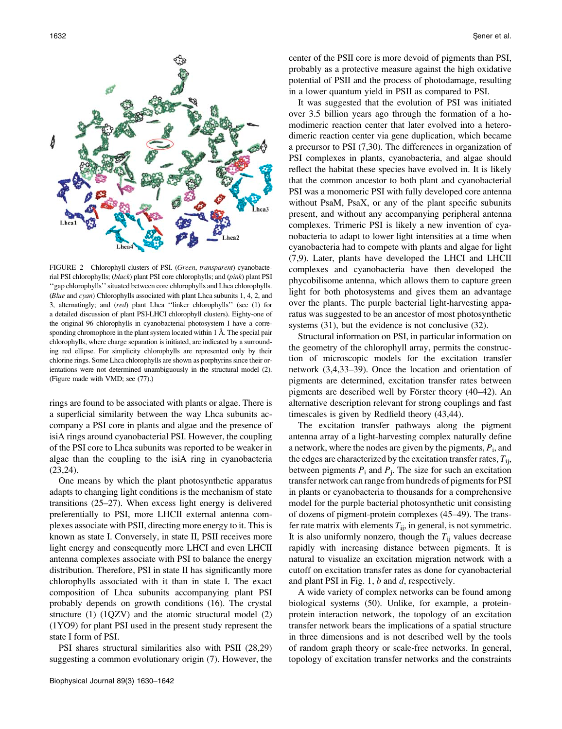FIGURE 2 Chlorophyll clusters of PSI. (*Green*, *transparent*) cyanobacterial PSI chlorophylls; (*black*) plant PSI core chlorophylls; and (*pink*) plant PSI ''gap chlorophylls'' situated between core chlorophylls and Lhca chlorophylls. (*Blue* and *cyan*) Chlorophylls associated with plant Lhca subunits 1, 4, 2, and 3, alternatingly; and (*red*) plant Lhca ''linker chlorophylls'' (see (1) for a detailed discussion of plant PSI-LHCI chlorophyll clusters). Eighty-one of the original 96 chlorophylls in cyanobacterial photosystem I have a corresponding chromophore in the plant system located within 1 Å. The special pair chlorophylls, where charge separation is initiated, are indicated by a surrounding red ellipse. For simplicity chlorophylls are represented only by their chlorine rings. Some Lhca chlorophylls are shown as porphyrins since their orientations were not determined unambiguously in the structural model (2). (Figure made with VMD; see (77).)

rings are found to be associated with plants or algae. There is a superficial similarity between the way Lhca subunits accompany a PSI core in plants and algae and the presence of isiA rings around cyanobacterial PSI. However, the coupling of the PSI core to Lhca subunits was reported to be weaker in algae than the coupling to the isiA ring in cyanobacteria (23,24).

One means by which the plant photosynthetic apparatus adapts to changing light conditions is the mechanism of state transitions (25–27). When excess light energy is delivered preferentially to PSI, more LHCII external antenna complexes associate with PSII, directing more energy to it. This is known as state I. Conversely, in state II, PSII receives more light energy and consequently more LHCI and even LHCII antenna complexes associate with PSI to balance the energy distribution. Therefore, PSI in state II has significantly more chlorophylls associated with it than in state I. The exact composition of Lhca subunits accompanying plant PSI probably depends on growth conditions (16). The crystal structure (1) (1QZV) and the atomic structural model (2) (1YO9) for plant PSI used in the present study represent the state I form of PSI.

PSI shares structural similarities also with PSII (28,29) suggesting a common evolutionary origin (7). However, the center of the PSII core is more devoid of pigments than PSI, probably as a protective measure against the high oxidative potential of PSII and the process of photodamage, resulting in a lower quantum yield in PSII as compared to PSI.

It was suggested that the evolution of PSI was initiated over 3.5 billion years ago through the formation of a homodimeric reaction center that later evolved into a heterodimeric reaction center via gene duplication, which became a precursor to PSI (7,30). The differences in organization of PSI complexes in plants, cyanobacteria, and algae should reflect the habitat these species have evolved in. It is likely that the common ancestor to both plant and cyanobacterial PSI was a monomeric PSI with fully developed core antenna without PsaM, PsaX, or any of the plant specific subunits present, and without any accompanying peripheral antenna complexes. Trimeric PSI is likely a new invention of cyanobacteria to adapt to lower light intensities at a time when cyanobacteria had to compete with plants and algae for light (7,9). Later, plants have developed the LHCI and LHCII complexes and cyanobacteria have then developed the phycobilisome antenna, which allows them to capture green light for both photosystems and gives them an advantage over the plants. The purple bacterial light-harvesting apparatus was suggested to be an ancestor of most photosynthetic systems (31), but the evidence is not conclusive (32).

Structural information on PSI, in particular information on the geometry of the chlorophyll array, permits the construction of microscopic models for the excitation transfer network (3,4,33–39). Once the location and orientation of pigments are determined, excitation transfer rates between pigments are described well by Förster theory (40–42). An alternative description relevant for strong couplings and fast timescales is given by Redfield theory (43,44).

The excitation transfer pathways along the pigment antenna array of a light-harvesting complex naturally define a network, where the nodes are given by the pigments, $P_i$, and the edges are characterized by the excitation transfer rates, $T_{ij}$, between pigments $P_i$ and $P_j$. The size for such an excitation transfer network can range from hundreds of pigments for PSI in plants or cyanobacteria to thousands for a comprehensive model for the purple bacterial photosynthetic unit consisting of dozens of pigment-protein complexes (45–49). The transfer rate matrix with elements $T_{ij}$, in general, is not symmetric. It is also uniformly nonzero, though the $T_{ij}$ values decrease rapidly with increasing distance between pigments. It is natural to visualize an excitation migration network with a cutoff on excitation transfer rates as done for cyanobacterial and plant PSI in Fig. 1, *b* and *d*, respectively.

A wide variety of complex networks can be found among biological systems (50). Unlike, for example, a protein-protein interaction network, the topology of an excitation transfer network bears the implications of a spatial structure in three dimensions and is not described well by the tools of random graph theory or scale-free networks. In general, topology of excitation transfer networks and the constraints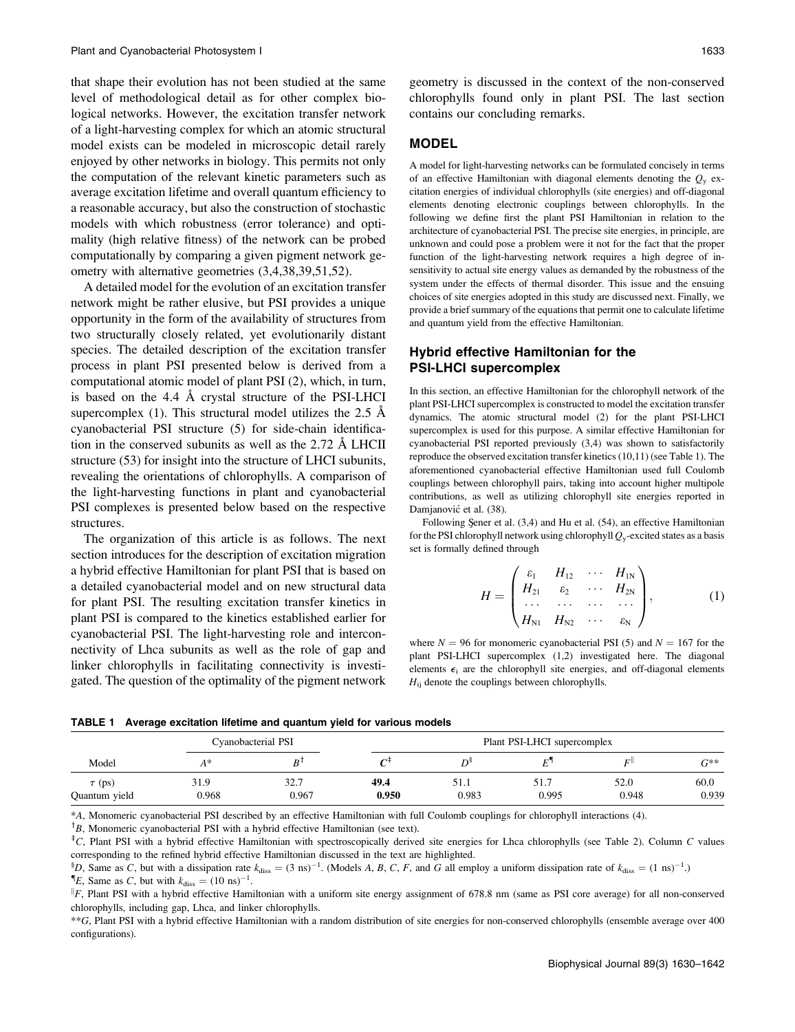that shape their evolution has not been studied at the same level of methodological detail as for other complex biological networks. However, the excitation transfer network of a light-harvesting complex for which an atomic structural model exists can be modeled in microscopic detail rarely enjoyed by other networks in biology. This permits not only the computation of the relevant kinetic parameters such as average excitation lifetime and overall quantum efficiency to a reasonable accuracy, but also the construction of stochastic models with which robustness (error tolerance) and optimality (high relative fitness) of the network can be probed computationally by comparing a given pigment network geometry with alternative geometries (3,4,38,39,51,52).

A detailed model for the evolution of an excitation transfer network might be rather elusive, but PSI provides a unique opportunity in the form of the availability of structures from two structurally closely related, yet evolutionarily distant species. The detailed description of the excitation transfer process in plant PSI presented below is derived from a computational atomic model of plant PSI (2), which, in turn, is based on the 4.4 Å crystal structure of the PSI-LHCI supercomplex (1). This structural model utilizes the 2.5 Å cyanobacterial PSI structure (5) for side-chain identification in the conserved subunits as well as the 2.72 Å LHCII structure (53) for insight into the structure of LHCI subunits, revealing the orientations of chlorophylls. A comparison of the light-harvesting functions in plant and cyanobacterial PSI complexes is presented below based on the respective structures.

The organization of this article is as follows. The next section introduces for the description of excitation migration a hybrid effective Hamiltonian for plant PSI that is based on a detailed cyanobacterial model and on new structural data for plant PSI. The resulting excitation transfer kinetics in plant PSI is compared to the kinetics established earlier for cyanobacterial PSI. The light-harvesting role and interconnectivity of Lhca subunits as well as the role of gap and linker chlorophylls in facilitating connectivity is investigated. The question of the optimality of the pigment network geometry is discussed in the context of the non-conserved chlorophylls found only in plant PSI. The last section contains our concluding remarks.

## MODEL

A model for light-harvesting networks can be formulated concisely in terms of an effective Hamiltonian with diagonal elements denoting the $Q_y$ excitation energies of individual chlorophylls (site energies) and off-diagonal elements denoting electronic couplings between chlorophylls. In the following we define first the plant PSI Hamiltonian in relation to the architecture of cyanobacterial PSI. The precise site energies, in principle, are unknown and could pose a problem were it not for the fact that the proper function of the light-harvesting network requires a high degree of insensitivity to actual site energy values as demanded by the robustness of the system under the effects of thermal disorder. This issue and the ensuing choices of site energies adopted in this study are discussed next. Finally, we provide a brief summary of the equations that permit one to calculate lifetime and quantum yield from the effective Hamiltonian.

### Hybrid effective Hamiltonian for the PSI-LHCI supercomplex

In this section, an effective Hamiltonian for the chlorophyll network of the plant PSI-LHCI supercomplex is constructed to model the excitation transfer dynamics. The atomic structural model (2) for the plant PSI-LHCI supercomplex is used for this purpose. A similar effective Hamiltonian for cyanobacterial PSI reported previously (3,4) was shown to satisfactorily reproduce the observed excitation transfer kinetics (10,11) (see Table 1). The aforementioned cyanobacterial effective Hamiltonian used full Coulomb couplings between chlorophyll pairs, taking into account higher multipole contributions, as well as utilizing chlorophyll site energies reported in Damjanović et al. (38).

Following Şener et al. (3,4) and Hu et al. (54), an effective Hamiltonian for the PSI chlorophyll network using chlorophyll $Q_y$-excited states as a basis set is formally defined through

$$H = \begin{pmatrix} \epsilon_1 & H_{12} & \cdots & H_{1N} \\ H_{21} & \epsilon_2 & \cdots & H_{2N} \\ \cdots & \cdots & \cdots & \cdots \\ H_{N1} & H_{N2} & \cdots & \epsilon_N \end{pmatrix}, \tag{1}$$

where $N = 96$ for monomeric cyanobacterial PSI (5) and $N = 167$ for the plant PSI-LHCI supercomplex (1,2) investigated here. The diagonal elements $\epsilon_i$ are the chlorophyll site energies, and off-diagonal elements $H_{ij}$ denote the couplings between chlorophylls.

**TABLE 1 Average excitation lifetime and quantum yield for various models**

| | Cyanobacterial PSI | | Plant PSI-LHCI supercomplex | | | | |
|---|---|---|---|---|---|---|---|
| Model | $A$* | $B$† | $C$‡ | $D$§ | $E$¶ | $F$‖ | $G$** |
| $\tau$ (ps) | 31.9 | 32.7 | **49.4** | 51.1 | 51.7 | 52.0 | 60.0 |
| Quantum yield | 0.968 | 0.967 | **0.950** | 0.983 | 0.995 | 0.948 | 0.939 |

*$A$, Monomeric cyanobacterial PSI described by an effective Hamiltonian with full Coulomb couplings for chlorophyll interactions (4).

†$B$, Monomeric cyanobacterial PSI with a hybrid effective Hamiltonian (see text).

‡$C$, Plant PSI with a hybrid effective Hamiltonian with spectroscopically derived site energies for Lhca chlorophylls (see Table 2). Column $C$ values corresponding to the refined hybrid effective Hamiltonian discussed in the text are highlighted.

§$D$, Same as $C$, but with a dissipation rate $k_{diss} = (3\ \text{ns})^{-1}$. (Models $A$, $B$, $C$, $F$, and $G$ all employ a uniform dissipation rate of $k_{diss} = (1\ \text{ns})^{-1}$.)

¶$E$, Same as $C$, but with $k_{diss} = (10\ \text{ns})^{-1}$.

‖$F$, Plant PSI with a hybrid effective Hamiltonian with a uniform site energy assignment of 678.8 nm (same as PSI core average) for all non-conserved chlorophylls, including gap, Lhca, and linker chlorophylls.

**$G$, Plant PSI with a hybrid effective Hamiltonian with a random distribution of site energies for non-conserved chlorophylls (ensemble average over 400 configurations).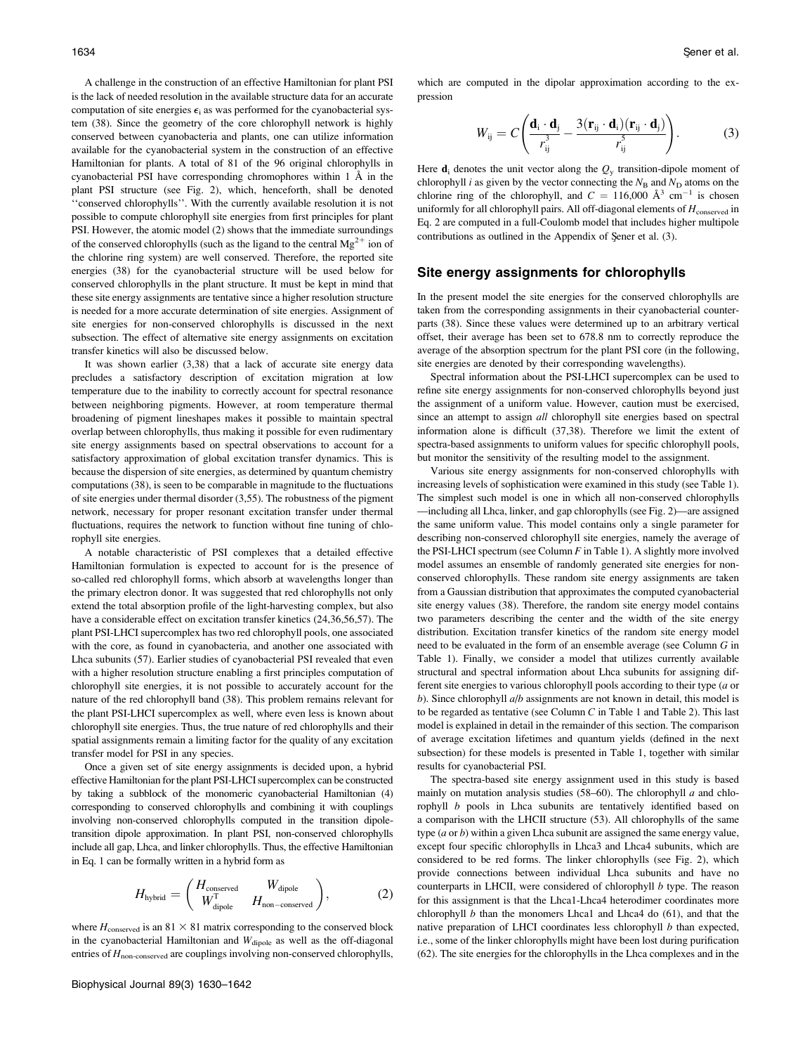A challenge in the construction of an effective Hamiltonian for plant PSI is the lack of needed resolution in the available structure data for an accurate computation of site energies $\epsilon_i$ as was performed for the cyanobacterial system (38). Since the geometry of the core chlorophyll network is highly conserved between cyanobacteria and plants, one can utilize information available for the cyanobacterial system in the construction of an effective Hamiltonian for plants. A total of 81 of the 96 original chlorophylls in cyanobacterial PSI have corresponding chromophores within 1 Å in the plant PSI structure (see Fig. 2), which, henceforth, shall be denoted ''conserved chlorophylls''. With the currently available resolution it is not possible to compute chlorophyll site energies from first principles for plant PSI. However, the atomic model (2) shows that the immediate surroundings of the conserved chlorophylls (such as the ligand to the central $Mg^{2+}$ ion of the chlorine ring system) are well conserved. Therefore, the reported site energies (38) for the cyanobacterial structure will be used below for conserved chlorophylls in the plant structure. It must be kept in mind that these site energy assignments are tentative since a higher resolution structure is needed for a more accurate determination of site energies. Assignment of site energies for non-conserved chlorophylls is discussed in the next subsection. The effect of alternative site energy assignments on excitation transfer kinetics will also be discussed below.

It was shown earlier (3,38) that a lack of accurate site energy data precludes a satisfactory description of excitation migration at low temperature due to the inability to correctly account for spectral resonance between neighboring pigments. However, at room temperature thermal broadening of pigment lineshapes makes it possible to maintain spectral overlap between chlorophylls, thus making it possible for even rudimentary site energy assignments based on spectral observations to account for a satisfactory approximation of global excitation transfer dynamics. This is because the dispersion of site energies, as determined by quantum chemistry computations (38), is seen to be comparable in magnitude to the fluctuations of site energies under thermal disorder (3,55). The robustness of the pigment network, necessary for proper resonant excitation transfer under thermal fluctuations, requires the network to function without fine tuning of chlorophyll site energies.

A notable characteristic of PSI complexes that a detailed effective Hamiltonian formulation is expected to account for is the presence of so-called red chlorophyll forms, which absorb at wavelengths longer than the primary electron donor. It was suggested that red chlorophylls not only extend the total absorption profile of the light-harvesting complex, but also have a considerable effect on excitation transfer kinetics (24,36,56,57). The plant PSI-LHCI supercomplex has two red chlorophyll pools, one associated with the core, as found in cyanobacteria, and another one associated with Lhca subunits (57). Earlier studies of cyanobacterial PSI revealed that even with a higher resolution structure enabling a first principles computation of chlorophyll site energies, it is not possible to accurately account for the nature of the red chlorophyll band (38). This problem remains relevant for the plant PSI-LHCI supercomplex as well, where even less is known about chlorophyll site energies. Thus, the true nature of red chlorophylls and their spatial assignments remain a limiting factor for the quality of any excitation transfer model for PSI in any species.

Once a given set of site energy assignments is decided upon, a hybrid effective Hamiltonian for the plant PSI-LHCI supercomplex can be constructed by taking a subblock of the monomeric cyanobacterial Hamiltonian (4) corresponding to conserved chlorophylls and combining it with couplings involving non-conserved chlorophylls computed in the transition dipole-transition dipole approximation. In plant PSI, non-conserved chlorophylls include all gap, Lhca, and linker chlorophylls. Thus, the effective Hamiltonian in Eq. 1 can be formally written in a hybrid form as

$$H_{\text{hybrid}} = \begin{pmatrix} H_{\text{conserved}} & W_{\text{dipole}} \\ W^{\text{T}}_{\text{dipole}} & H_{\text{non-conserved}} \end{pmatrix}, \qquad (2)$$

where $H_{\text{conserved}}$ is an $81 \times 81$ matrix corresponding to the conserved block in the cyanobacterial Hamiltonian and $W_{\text{dipole}}$ as well as the off-diagonal entries of $H_{\text{non-conserved}}$ are couplings involving non-conserved chlorophylls, which are computed in the dipolar approximation according to the expression

$$W_{ij} = C\left(\frac{\mathbf{d}_i \cdot \mathbf{d}_j}{r_{ij}^3} - \frac{3(\mathbf{r}_{ij} \cdot \mathbf{d}_i)(\mathbf{r}_{ij} \cdot \mathbf{d}_j)}{r_{ij}^5}\right). \qquad (3)$$

Here $\mathbf{d}_i$ denotes the unit vector along the $Q_y$ transition-dipole moment of chlorophyll $i$ as given by the vector connecting the $N_B$ and $N_D$ atoms on the chlorine ring of the chlorophyll, and $C = 116{,}000$ Å$^3$ cm$^{-1}$ is chosen uniformly for all chlorophyll pairs. All off-diagonal elements of $H_{\text{conserved}}$ in Eq. 2 are computed in a full-Coulomb model that includes higher multipole contributions as outlined in the Appendix of Şener et al. (3).

## Site energy assignments for chlorophylls

In the present model the site energies for the conserved chlorophylls are taken from the corresponding assignments in their cyanobacterial counterparts (38). Since these values were determined up to an arbitrary vertical offset, their average has been set to 678.8 nm to correctly reproduce the average of the absorption spectrum for the plant PSI core (in the following, site energies are denoted by their corresponding wavelengths).

Spectral information about the PSI-LHCI supercomplex can be used to refine site energy assignments for non-conserved chlorophylls beyond just the assignment of a uniform value. However, caution must be exercised, since an attempt to assign *all* chlorophyll site energies based on spectral information alone is difficult (37,38). Therefore we limit the extent of spectra-based assignments to uniform values for specific chlorophyll pools, but monitor the sensitivity of the resulting model to the assignment.

Various site energy assignments for non-conserved chlorophylls with increasing levels of sophistication were examined in this study (see Table 1). The simplest such model is one in which all non-conserved chlorophylls —including all Lhca, linker, and gap chlorophylls (see Fig. 2)—are assigned the same uniform value. This model contains only a single parameter for describing non-conserved chlorophyll site energies, namely the average of the PSI-LHCI spectrum (see Column *F* in Table 1). A slightly more involved model assumes an ensemble of randomly generated site energies for non-conserved chlorophylls. These random site energy assignments are taken from a Gaussian distribution that approximates the computed cyanobacterial site energy values (38). Therefore, the random site energy model contains two parameters describing the center and the width of the site energy distribution. Excitation transfer kinetics of the random site energy model need to be evaluated in the form of an ensemble average (see Column *G* in Table 1). Finally, we consider a model that utilizes currently available structural and spectral information about Lhca subunits for assigning different site energies to various chlorophyll pools according to their type (*a* or *b*). Since chlorophyll *a*/*b* assignments are not known in detail, this model is to be regarded as tentative (see Column *C* in Table 1 and Table 2). This last model is explained in detail in the remainder of this section. The comparison of average excitation lifetimes and quantum yields (defined in the next subsection) for these models is presented in Table 1, together with similar results for cyanobacterial PSI.

The spectra-based site energy assignment used in this study is based mainly on mutation analysis studies (58–60). The chlorophyll *a* and chlorophyll *b* pools in Lhca subunits are tentatively identified based on a comparison with the LHCII structure (53). All chlorophylls of the same type (*a* or *b*) within a given Lhca subunit are assigned the same energy value, except four specific chlorophylls in Lhca3 and Lhca4 subunits, which are considered to be red forms. The linker chlorophylls (see Fig. 2), which provide connections between individual Lhca subunits and have no counterparts in LHCII, were considered of chlorophyll *b* type. The reason for this assignment is that the Lhca1-Lhca4 heterodimer coordinates more chlorophyll *b* than the monomers Lhca1 and Lhca4 do (61), and that the native preparation of LHCI coordinates less chlorophyll *b* than expected, i.e., some of the linker chlorophylls might have been lost during purification (62). The site energies for the chlorophylls in the Lhca complexes and in the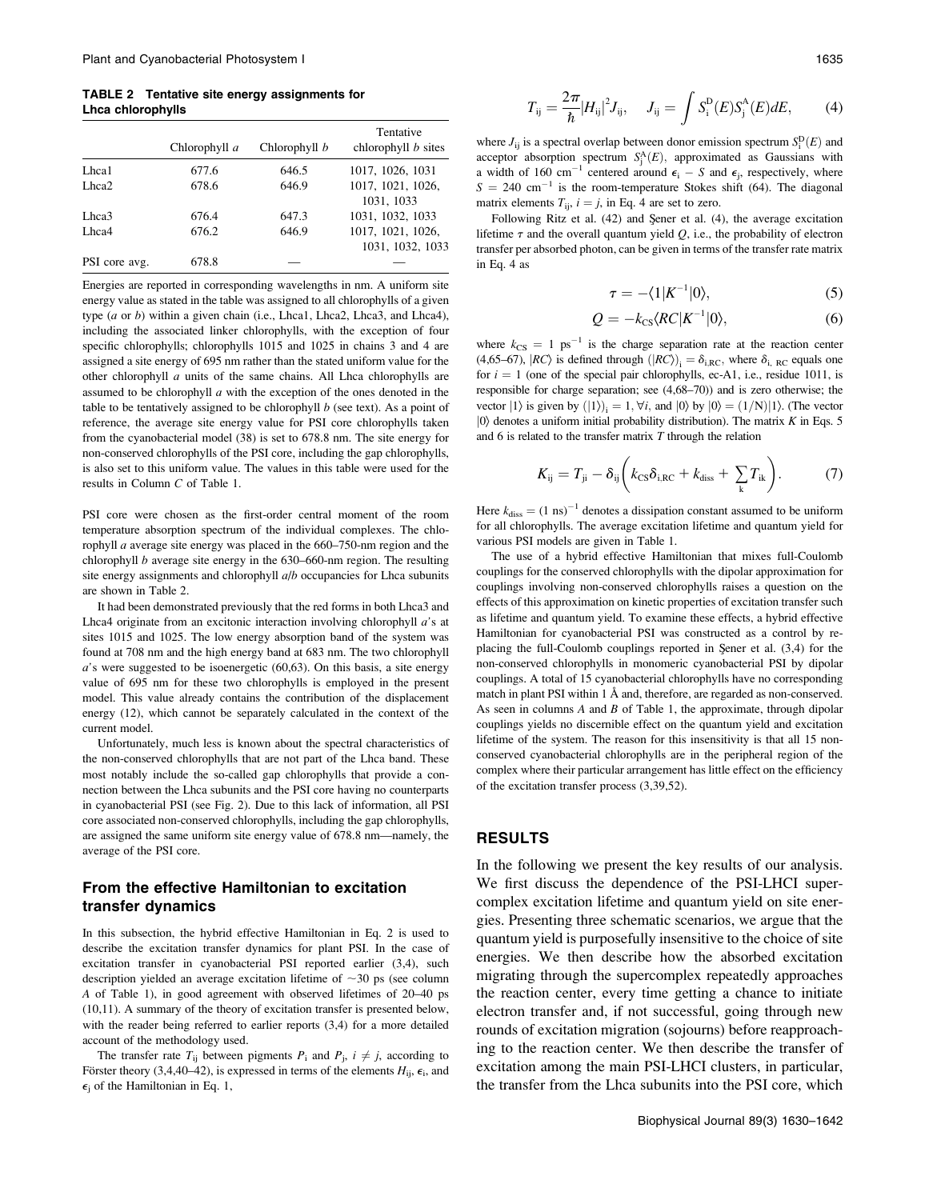**TABLE 2 Tentative site energy assignments for Lhca chlorophylls**

| | Chlorophyll *a* | Chlorophyll *b* | Tentative chlorophyll *b* sites |
|---|---|---|---|
| Lhca1 | 677.6 | 646.5 | 1017, 1026, 1031 |
| Lhca2 | 678.6 | 646.9 | 1017, 1021, 1026, 1031, 1033 |
| Lhca3 | 676.4 | 647.3 | 1031, 1032, 1033 |
| Lhca4 | 676.2 | 646.9 | 1017, 1021, 1026, 1031, 1032, 1033 |
| PSI core avg. | 678.8 | — | — |

Energies are reported in corresponding wavelengths in nm. A uniform site energy value as stated in the table was assigned to all chlorophylls of a given type (*a* or *b*) within a given chain (i.e., Lhca1, Lhca2, Lhca3, and Lhca4), including the associated linker chlorophylls, with the exception of four specific chlorophylls; chlorophylls 1015 and 1025 in chains 3 and 4 are assigned a site energy of 695 nm rather than the stated uniform value for the other chlorophyll *a* units of the same chains. All Lhca chlorophylls are assumed to be chlorophyll *a* with the exception of the ones denoted in the table to be tentatively assigned to be chlorophyll *b* (see text). As a point of reference, the average site energy value for PSI core chlorophylls taken from the cyanobacterial model (38) is set to 678.8 nm. The site energy for non-conserved chlorophylls of the PSI core, including the gap chlorophylls, is also set to this uniform value. The values in this table were used for the results in Column *C* of Table 1.

PSI core were chosen as the first-order central moment of the room temperature absorption spectrum of the individual complexes. The chlorophyll *a* average site energy was placed in the 660–750-nm region and the chlorophyll *b* average site energy in the 630–660-nm region. The resulting site energy assignments and chlorophyll *a*/*b* occupancies for Lhca subunits are shown in Table 2.

It had been demonstrated previously that the red forms in both Lhca3 and Lhca4 originate from an excitonic interaction involving chlorophyll *a*'s at sites 1015 and 1025. The low energy absorption band of the system was found at 708 nm and the high energy band at 683 nm. The two chlorophyll *a*'s were suggested to be isoenergetic (60,63). On this basis, a site energy value of 695 nm for these two chlorophylls is employed in the present model. This value already contains the contribution of the displacement energy (12), which cannot be separately calculated in the context of the current model.

Unfortunately, much less is known about the spectral characteristics of the non-conserved chlorophylls that are not part of the Lhca band. These most notably include the so-called gap chlorophylls that provide a connection between the Lhca subunits and the PSI core having no counterparts in cyanobacterial PSI (see Fig. 2). Due to this lack of information, all PSI core associated non-conserved chlorophylls, including the gap chlorophylls, are assigned the same uniform site energy value of 678.8 nm—namely, the average of the PSI core.

### From the effective Hamiltonian to excitation transfer dynamics

In this subsection, the hybrid effective Hamiltonian in Eq. 2 is used to describe the excitation transfer dynamics for plant PSI. In the case of excitation transfer in cyanobacterial PSI reported earlier (3,4), such description yielded an average excitation lifetime of ~30 ps (see column *A* of Table 1), in good agreement with observed lifetimes of 20–40 ps (10,11). A summary of the theory of excitation transfer is presented below, with the reader being referred to earlier reports (3,4) for a more detailed account of the methodology used.

The transfer rate $T_{ij}$ between pigments $P_i$ and $P_j$, $i \neq j$, according to Förster theory (3,4,40–42), is expressed in terms of the elements $H_{ij}$, $\epsilon_i$, and $\epsilon_j$ of the Hamiltonian in Eq. 1,

$$T_{ij} = \frac{2\pi}{\hbar}|H_{ij}|^2 J_{ij}, \quad J_{ij} = \int S_i^D(E) S_j^A(E) dE, \tag{4}$$

where $J_{ij}$ is a spectral overlap between donor emission spectrum $S_i^D(E)$ and acceptor absorption spectrum $S_j^A(E)$, approximated as Gaussians with a width of 160 cm$^{-1}$ centered around $\epsilon_i - S$ and $\epsilon_j$, respectively, where $S = 240$ cm$^{-1}$ is the room-temperature Stokes shift (64). The diagonal matrix elements $T_{ij}$, $i = j$, in Eq. 4 are set to zero.

Following Ritz et al. (42) and Şener et al. (4), the average excitation lifetime $\tau$ and the overall quantum yield $Q$, i.e., the probability of electron transfer per absorbed photon, can be given in terms of the transfer rate matrix in Eq. 4 as

$$\tau = -\langle 1|K^{-1}|0\rangle, \tag{5}$$

$$Q = -k_{CS}\langle RC|K^{-1}|0\rangle, \tag{6}$$

where $k_{CS} = 1$ ps$^{-1}$ is the charge separation rate at the reaction center (4,65–67), $|RC\rangle$ is defined through $(|RC\rangle)_i = \delta_{i,RC}$, where $\delta_{i,RC}$ equals one for $i = 1$ (one of the special pair chlorophylls, ec-A1, i.e., residue 1011, is responsible for charge separation; see (4,68–70)) and is zero otherwise; the vector $|1\rangle$ is given by $(|1\rangle)_i = 1, \forall i$, and $|0\rangle$ by $|0\rangle = (1/N)|1\rangle$. (The vector $|0\rangle$ denotes a uniform initial probability distribution). The matrix $K$ in Eqs. 5 and 6 is related to the transfer matrix $T$ through the relation

$$K_{ij} = T_{ji} - \delta_{ij}\left(k_{CS}\delta_{i,RC} + k_{diss} + \sum_k T_{ik}\right). \tag{7}$$

Here $k_{diss} = (1 \text{ ns})^{-1}$ denotes a dissipation constant assumed to be uniform for all chlorophylls. The average excitation lifetime and quantum yield for various PSI models are given in Table 1.

The use of a hybrid effective Hamiltonian that mixes full-Coulomb couplings for the conserved chlorophylls with the dipolar approximation for couplings involving non-conserved chlorophylls raises a question on the effects of this approximation on kinetic properties of excitation transfer such as lifetime and quantum yield. To examine these effects, a hybrid effective Hamiltonian for cyanobacterial PSI was constructed as a control by replacing the full-Coulomb couplings reported in Şener et al. (3,4) for the non-conserved chlorophylls in monomeric cyanobacterial PSI by dipolar couplings. A total of 15 cyanobacterial chlorophylls have no corresponding match in plant PSI within 1 Å and, therefore, are regarded as non-conserved. As seen in columns *A* and *B* of Table 1, the approximate, through dipolar couplings yields no discernible effect on the quantum yield and excitation lifetime of the system. The reason for this insensitivity is that all 15 non-conserved cyanobacterial chlorophylls are in the peripheral region of the complex where their particular arrangement has little effect on the efficiency of the excitation transfer process (3,39,52).

## RESULTS

In the following we present the key results of our analysis. We first discuss the dependence of the PSI-LHCI supercomplex excitation lifetime and quantum yield on site energies. Presenting three schematic scenarios, we argue that the quantum yield is purposefully insensitive to the choice of site energies. We then describe how the absorbed excitation migrating through the supercomplex repeatedly approaches the reaction center, every time getting a chance to initiate electron transfer and, if not successful, going through new rounds of excitation migration (sojourns) before reapproaching to the reaction center. We then describe the transfer of excitation among the main PSI-LHCI clusters, in particular, the transfer from the Lhca subunits into the PSI core, which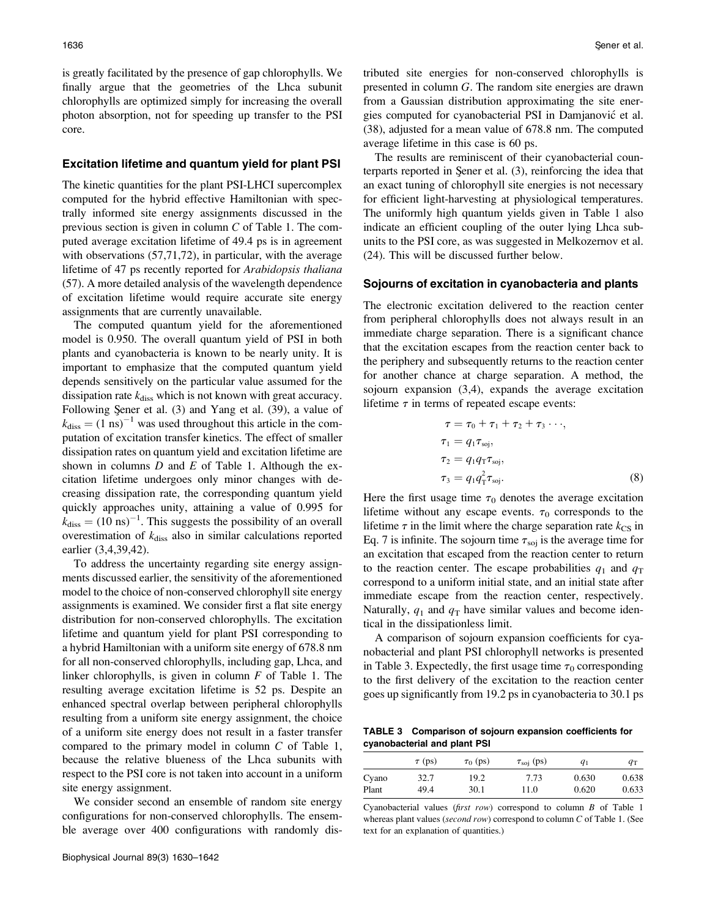is greatly facilitated by the presence of gap chlorophylls. We finally argue that the geometries of the Lhca subunit chlorophylls are optimized simply for increasing the overall photon absorption, not for speeding up transfer to the PSI core.

### Excitation lifetime and quantum yield for plant PSI

The kinetic quantities for the plant PSI-LHCI supercomplex computed for the hybrid effective Hamiltonian with spectrally informed site energy assignments discussed in the previous section is given in column *C* of Table 1. The computed average excitation lifetime of 49.4 ps is in agreement with observations (57,71,72), in particular, with the average lifetime of 47 ps recently reported for *Arabidopsis thaliana* (57). A more detailed analysis of the wavelength dependence of excitation lifetime would require accurate site energy assignments that are currently unavailable.

The computed quantum yield for the aforementioned model is 0.950. The overall quantum yield of PSI in both plants and cyanobacteria is known to be nearly unity. It is important to emphasize that the computed quantum yield depends sensitively on the particular value assumed for the dissipation rate $k_{\text{diss}}$ which is not known with great accuracy. Following Şener et al. (3) and Yang et al. (39), a value of $k_{\text{diss}} = (1\ \text{ns})^{-1}$ was used throughout this article in the computation of excitation transfer kinetics. The effect of smaller dissipation rates on quantum yield and excitation lifetime are shown in columns *D* and *E* of Table 1. Although the excitation lifetime undergoes only minor changes with decreasing dissipation rate, the corresponding quantum yield quickly approaches unity, attaining a value of 0.995 for $k_{\text{diss}} = (10\ \text{ns})^{-1}$. This suggests the possibility of an overall overestimation of $k_{\text{diss}}$ also in similar calculations reported earlier (3,4,39,42).

To address the uncertainty regarding site energy assignments discussed earlier, the sensitivity of the aforementioned model to the choice of non-conserved chlorophyll site energy assignments is examined. We consider first a flat site energy distribution for non-conserved chlorophylls. The excitation lifetime and quantum yield for plant PSI corresponding to a hybrid Hamiltonian with a uniform site energy of 678.8 nm for all non-conserved chlorophylls, including gap, Lhca, and linker chlorophylls, is given in column *F* of Table 1. The resulting average excitation lifetime is 52 ps. Despite an enhanced spectral overlap between peripheral chlorophylls resulting from a uniform site energy assignment, the choice of a uniform site energy does not result in a faster transfer compared to the primary model in column *C* of Table 1, because the relative blueness of the Lhca subunits with respect to the PSI core is not taken into account in a uniform site energy assignment.

We consider second an ensemble of random site energy configurations for non-conserved chlorophylls. The ensemble average over 400 configurations with randomly distributed site energies for non-conserved chlorophylls is presented in column *G*. The random site energies are drawn from a Gaussian distribution approximating the site energies computed for cyanobacterial PSI in Damjanović et al. (38), adjusted for a mean value of 678.8 nm. The computed average lifetime in this case is 60 ps.

The results are reminiscent of their cyanobacterial counterparts reported in Şener et al. (3), reinforcing the idea that an exact tuning of chlorophyll site energies is not necessary for efficient light-harvesting at physiological temperatures. The uniformly high quantum yields given in Table 1 also indicate an efficient coupling of the outer lying Lhca subunits to the PSI core, as was suggested in Melkozernov et al. (24). This will be discussed further below.

### Sojourns of excitation in cyanobacteria and plants

The electronic excitation delivered to the reaction center from peripheral chlorophylls does not always result in an immediate charge separation. There is a significant chance that the excitation escapes from the reaction center back to the periphery and subsequently returns to the reaction center for another chance at charge separation. A method, the sojourn expansion (3,4), expands the average excitation lifetime $\tau$ in terms of repeated escape events:

$$\begin{aligned}
\tau &= \tau_0 + \tau_1 + \tau_2 + \tau_3 \cdots, \\
\tau_1 &= q_1 \tau_{\text{soj}}, \\
\tau_2 &= q_1 q_{\text{T}} \tau_{\text{soj}}, \\
\tau_3 &= q_1 q_{\text{T}}^2 \tau_{\text{soj}}.
\end{aligned} \tag{8}$$

Here the first usage time $\tau_0$ denotes the average excitation lifetime without any escape events. $\tau_0$ corresponds to the lifetime $\tau$ in the limit where the charge separation rate $k_{\text{CS}}$ in Eq. 7 is infinite. The sojourn time $\tau_{\text{soj}}$ is the average time for an excitation that escaped from the reaction center to return to the reaction center. The escape probabilities $q_1$ and $q_{\text{T}}$ correspond to a uniform initial state, and an initial state after immediate escape from the reaction center, respectively. Naturally, $q_1$ and $q_{\text{T}}$ have similar values and become identical in the dissipationless limit.

A comparison of sojourn expansion coefficients for cyanobacterial and plant PSI chlorophyll networks is presented in Table 3. Expectedly, the first usage time $\tau_0$ corresponding to the first delivery of the excitation to the reaction center goes up significantly from 19.2 ps in cyanobacteria to 30.1 ps

**TABLE 3 Comparison of sojourn expansion coefficients for cyanobacterial and plant PSI**

| | $\tau$ (ps) | $\tau_0$ (ps) | $\tau_{\text{soj}}$ (ps) | $q_1$ | $q_{\text{T}}$ |
|---|---|---|---|---|---|
| Cyano | 32.7 | 19.2 | 7.73 | 0.630 | 0.638 |
| Plant | 49.4 | 30.1 | 11.0 | 0.620 | 0.633 |

Cyanobacterial values (*first row*) correspond to column *B* of Table 1 whereas plant values (*second row*) correspond to column *C* of Table 1. (See text for an explanation of quantities.)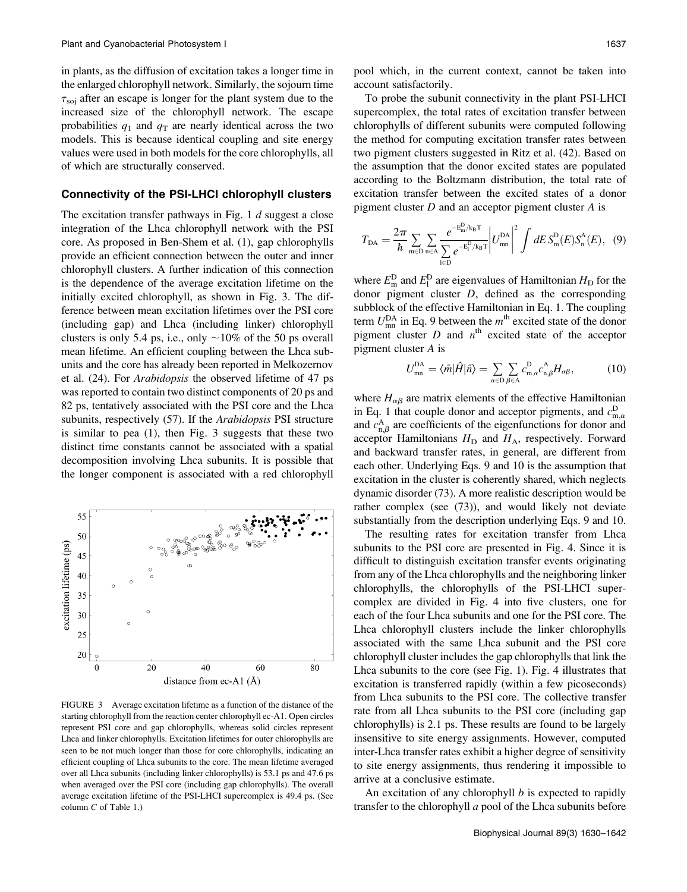in plants, as the diffusion of excitation takes a longer time in the enlarged chlorophyll network. Similarly, the sojourn time $\tau_{soj}$ after an escape is longer for the plant system due to the increased size of the chlorophyll network. The escape probabilities $q_1$ and $q_T$ are nearly identical across the two models. This is because identical coupling and site energy values were used in both models for the core chlorophylls, all of which are structurally conserved.

## Connectivity of the PSI-LHCI chlorophyll clusters

The excitation transfer pathways in Fig. 1 *d* suggest a close integration of the Lhca chlorophyll network with the PSI core. As proposed in Ben-Shem et al. (1), gap chlorophylls provide an efficient connection between the outer and inner chlorophyll clusters. A further indication of this connection is the dependence of the average excitation lifetime on the initially excited chlorophyll, as shown in Fig. 3. The difference between mean excitation lifetimes over the PSI core (including gap) and Lhca (including linker) chlorophyll clusters is only 5.4 ps, i.e., only ~10% of the 50 ps overall mean lifetime. An efficient coupling between the Lhca subunits and the core has already been reported in Melkozernov et al. (24). For *Arabidopsis* the observed lifetime of 47 ps was reported to contain two distinct components of 20 ps and 82 ps, tentatively associated with the PSI core and the Lhca subunits, respectively (57). If the *Arabidopsis* PSI structure is similar to pea (1), then Fig. 3 suggests that these two distinct time constants cannot be associated with a spatial decomposition involving Lhca subunits. It is possible that the longer component is associated with a red chlorophyll pool which, in the current context, cannot be taken into account satisfactorily.

FIGURE 3 Average excitation lifetime as a function of the distance of the starting chlorophyll from the reaction center chlorophyll ec-A1. Open circles represent PSI core and gap chlorophylls, whereas solid circles represent Lhca and linker chlorophylls. Excitation lifetimes for outer chlorophylls are seen to be not much longer than those for core chlorophylls, indicating an efficient coupling of Lhca subunits to the core. The mean lifetime averaged over all Lhca subunits (including linker chlorophylls) is 53.1 ps and 47.6 ps when averaged over the PSI core (including gap chlorophylls). The overall average excitation lifetime of the PSI-LHCI supercomplex is 49.4 ps. (See column *C* of Table 1.)

To probe the subunit connectivity in the plant PSI-LHCI supercomplex, the total rates of excitation transfer between chlorophylls of different subunits were computed following the method for computing excitation transfer rates between two pigment clusters suggested in Ritz et al. (42). Based on the assumption that the donor excited states are populated according to the Boltzmann distribution, the total rate of excitation transfer between the excited states of a donor pigment cluster $D$ and an acceptor pigment cluster $A$ is

$$T_{DA} = \frac{2\pi}{\hbar}\sum_{m\in D}\sum_{n\in A}\frac{e^{-E_m^D/k_BT}}{\sum_{l\in D} e^{-E_l^D/k_BT}}\left|U_{mn}^{DA}\right|^2 \int dE\, S_m^D(E) S_n^A(E), \quad (9)$$

where $E_m^D$ and $E_l^D$ are eigenvalues of Hamiltonian $H_D$ for the donor pigment cluster $D$, defined as the corresponding subblock of the effective Hamiltonian in Eq. 1. The coupling term $U_{mn}^{DA}$ in Eq. 9 between the $m^{th}$ excited state of the donor pigment cluster $D$ and $n^{th}$ excited state of the acceptor pigment cluster $A$ is

$$U_{mn}^{DA} = \langle\tilde{m}|\hat{H}|\tilde{n}\rangle = \sum_{\alpha\in D}\sum_{\beta\in A} c_{m,\alpha}^D c_{n,\beta}^A H_{\alpha\beta}, \quad (10)$$

where $H_{\alpha\beta}$ are matrix elements of the effective Hamiltonian in Eq. 1 that couple donor and acceptor pigments, and $c_{m,\alpha}^D$ and $c_{n,\beta}^A$ are coefficients of the eigenfunctions for donor and acceptor Hamiltonians $H_D$ and $H_A$, respectively. Forward and backward transfer rates, in general, are different from each other. Underlying Eqs. 9 and 10 is the assumption that excitation in the cluster is coherently shared, which neglects dynamic disorder (73). A more realistic description would be rather complex (see (73)), and would likely not deviate substantially from the description underlying Eqs. 9 and 10.

The resulting rates for excitation transfer from Lhca subunits to the PSI core are presented in Fig. 4. Since it is difficult to distinguish excitation transfer events originating from any of the Lhca chlorophylls and the neighboring linker chlorophylls, the chlorophylls of the PSI-LHCI supercomplex are divided in Fig. 4 into five clusters, one for each of the four Lhca subunits and one for the PSI core. The Lhca chlorophyll clusters include the linker chlorophylls associated with the same Lhca subunit and the PSI core chlorophyll cluster includes the gap chlorophylls that link the Lhca subunits to the core (see Fig. 1). Fig. 4 illustrates that excitation is transferred rapidly (within a few picoseconds) from Lhca subunits to the PSI core. The collective transfer rate from all Lhca subunits to the PSI core (including gap chlorophylls) is 2.1 ps. These results are found to be largely insensitive to site energy assignments. However, computed inter-Lhca transfer rates exhibit a higher degree of sensitivity to site energy assignments, thus rendering it impossible to arrive at a conclusive estimate.

An excitation of any chlorophyll *b* is expected to rapidly transfer to the chlorophyll *a* pool of the Lhca subunits before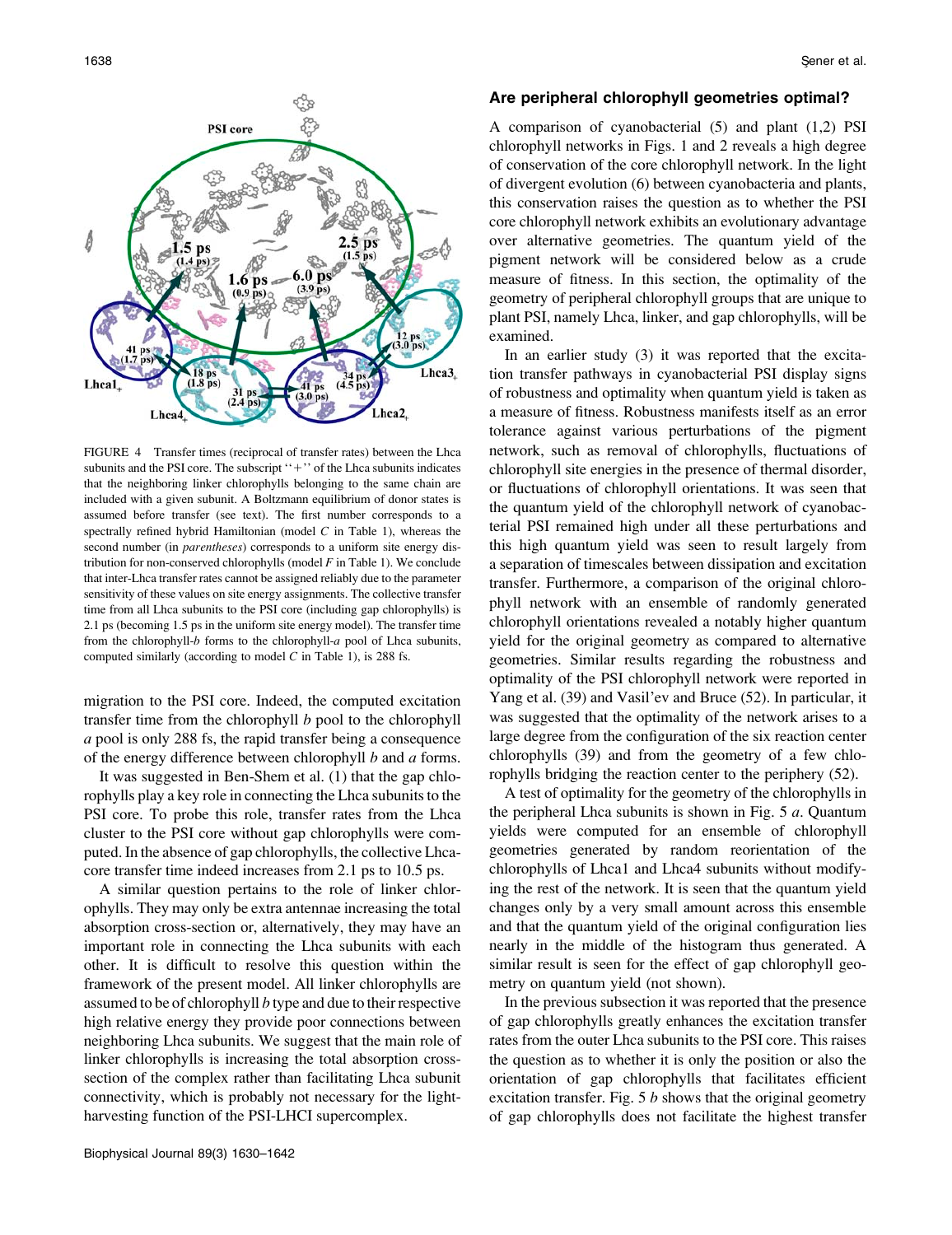FIGURE 4 Transfer times (reciprocal of transfer rates) between the Lhca subunits and the PSI core. The subscript "+" of the Lhca subunits indicates that the neighboring linker chlorophylls belonging to the same chain are included with a given subunit. A Boltzmann equilibrium of donor states is assumed before transfer (see text). The first number corresponds to a spectrally refined hybrid Hamiltonian (model *C* in Table 1), whereas the second number (in *parentheses*) corresponds to a uniform site energy distribution for non-conserved chlorophylls (model *F* in Table 1). We conclude that inter-Lhca transfer rates cannot be assigned reliably due to the parameter sensitivity of these values on site energy assignments. The collective transfer time from all Lhca subunits to the PSI core (including gap chlorophylls) is 2.1 ps (becoming 1.5 ps in the uniform site energy model). The transfer time from the chlorophyll-*b* forms to the chlorophyll-*a* pool of Lhca subunits, computed similarly (according to model *C* in Table 1), is 288 fs.

migration to the PSI core. Indeed, the computed excitation transfer time from the chlorophyll *b* pool to the chlorophyll *a* pool is only 288 fs, the rapid transfer being a consequence of the energy difference between chlorophyll *b* and *a* forms.

It was suggested in Ben-Shem et al. (1) that the gap chlorophylls play a key role in connecting the Lhca subunits to the PSI core. To probe this role, transfer rates from the Lhca cluster to the PSI core without gap chlorophylls were computed. In the absence of gap chlorophylls, the collective Lhca-core transfer time indeed increases from 2.1 ps to 10.5 ps.

A similar question pertains to the role of linker chlorophylls. They may only be extra antennae increasing the total absorption cross-section or, alternatively, they may have an important role in connecting the Lhca subunits with each other. It is difficult to resolve this question within the framework of the present model. All linker chlorophylls are assumed to be of chlorophyll *b* type and due to their respective high relative energy they provide poor connections between neighboring Lhca subunits. We suggest that the main role of linker chlorophylls is increasing the total absorption cross-section of the complex rather than facilitating Lhca subunit connectivity, which is probably not necessary for the light-harvesting function of the PSI-LHCI supercomplex.

### Are peripheral chlorophyll geometries optimal?

A comparison of cyanobacterial (5) and plant (1,2) PSI chlorophyll networks in Figs. 1 and 2 reveals a high degree of conservation of the core chlorophyll network. In the light of divergent evolution (6) between cyanobacteria and plants, this conservation raises the question as to whether the PSI core chlorophyll network exhibits an evolutionary advantage over alternative geometries. The quantum yield of the pigment network will be considered below as a crude measure of fitness. In this section, the optimality of the geometry of peripheral chlorophyll groups that are unique to plant PSI, namely Lhca, linker, and gap chlorophylls, will be examined.

In an earlier study (3) it was reported that the excitation transfer pathways in cyanobacterial PSI display signs of robustness and optimality when quantum yield is taken as a measure of fitness. Robustness manifests itself as an error tolerance against various perturbations of the pigment network, such as removal of chlorophylls, fluctuations of chlorophyll site energies in the presence of thermal disorder, or fluctuations of chlorophyll orientations. It was seen that the quantum yield of the chlorophyll network of cyanobacterial PSI remained high under all these perturbations and this high quantum yield was seen to result largely from a separation of timescales between dissipation and excitation transfer. Furthermore, a comparison of the original chlorophyll network with an ensemble of randomly generated chlorophyll orientations revealed a notably higher quantum yield for the original geometry as compared to alternative geometries. Similar results regarding the robustness and optimality of the PSI chlorophyll network were reported in Yang et al. (39) and Vasil'ev and Bruce (52). In particular, it was suggested that the optimality of the network arises to a large degree from the configuration of the six reaction center chlorophylls (39) and from the geometry of a few chlorophylls bridging the reaction center to the periphery (52).

A test of optimality for the geometry of the chlorophylls in the peripheral Lhca subunits is shown in Fig. 5 *a*. Quantum yields were computed for an ensemble of chlorophyll geometries generated by random reorientation of the chlorophylls of Lhca1 and Lhca4 subunits without modifying the rest of the network. It is seen that the quantum yield changes only by a very small amount across this ensemble and that the quantum yield of the original configuration lies nearly in the middle of the histogram thus generated. A similar result is seen for the effect of gap chlorophyll geometry on quantum yield (not shown).

In the previous subsection it was reported that the presence of gap chlorophylls greatly enhances the excitation transfer rates from the outer Lhca subunits to the PSI core. This raises the question as to whether it is only the position or also the orientation of gap chlorophylls that facilitates efficient excitation transfer. Fig. 5 *b* shows that the original geometry of gap chlorophylls does not facilitate the highest transfer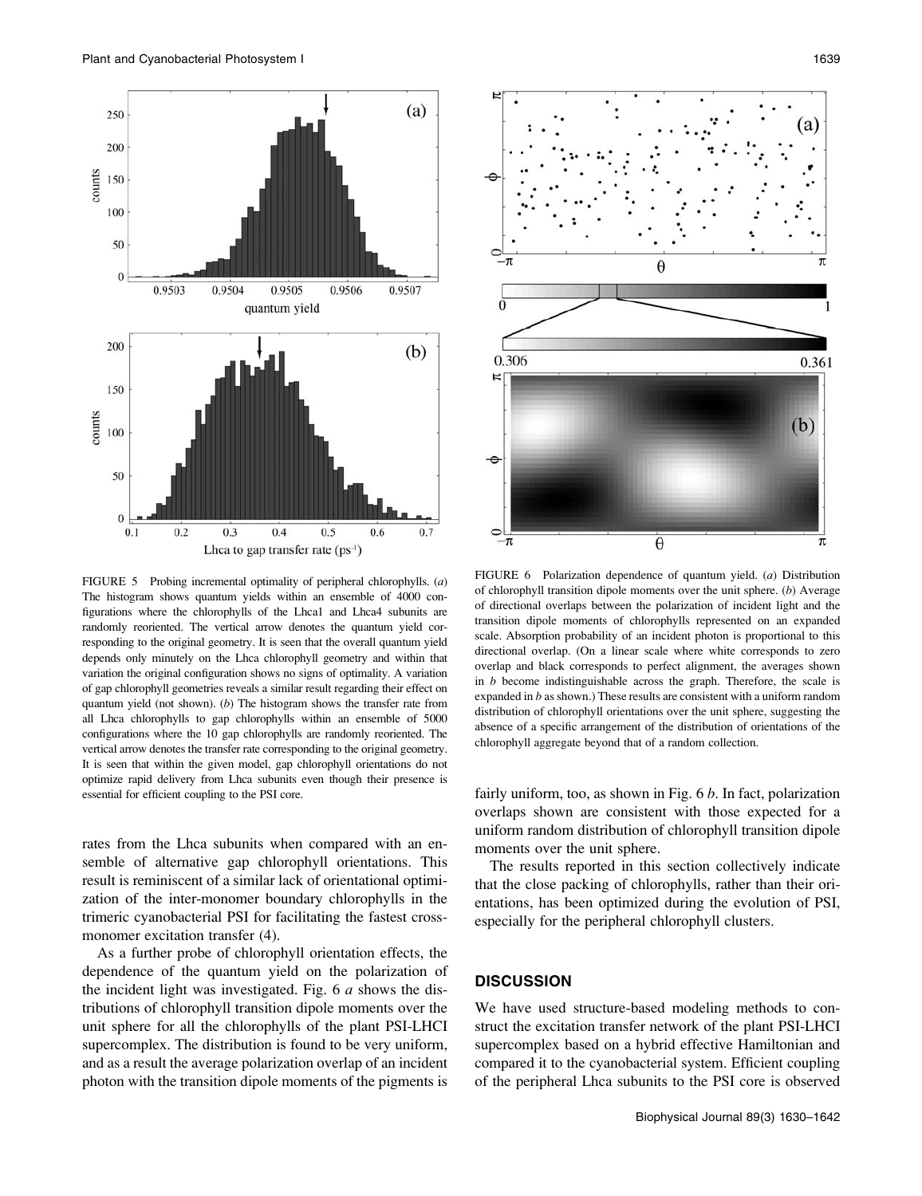FIGURE 5 Probing incremental optimality of peripheral chlorophylls. (*a*) The histogram shows quantum yields within an ensemble of 4000 configurations where the chlorophylls of the Lhca1 and Lhca4 subunits are randomly reoriented. The vertical arrow denotes the quantum yield corresponding to the original geometry. It is seen that the overall quantum yield depends only minutely on the Lhca chlorophyll geometry and within that variation the original configuration shows no signs of optimality. A variation of gap chlorophyll geometries reveals a similar result regarding their effect on quantum yield (not shown). (*b*) The histogram shows the transfer rate from all Lhca chlorophylls to gap chlorophylls within an ensemble of 5000 configurations where the 10 gap chlorophylls are randomly reoriented. The vertical arrow denotes the transfer rate corresponding to the original geometry. It is seen that within the given model, gap chlorophyll orientations do not optimize rapid delivery from Lhca subunits even though their presence is essential for efficient coupling to the PSI core.

rates from the Lhca subunits when compared with an ensemble of alternative gap chlorophyll orientations. This result is reminiscent of a similar lack of orientational optimization of the inter-monomer boundary chlorophylls in the trimeric cyanobacterial PSI for facilitating the fastest cross-monomer excitation transfer (4).

As a further probe of chlorophyll orientation effects, the dependence of the quantum yield on the polarization of the incident light was investigated. Fig. 6 *a* shows the distributions of chlorophyll transition dipole moments over the unit sphere for all the chlorophylls of the plant PSI-LHCI supercomplex. The distribution is found to be very uniform, and as a result the average polarization overlap of an incident photon with the transition dipole moments of the pigments is fairly uniform, too, as shown in Fig. 6 *b*. In fact, polarization overlaps shown are consistent with those expected for a uniform random distribution of chlorophyll transition dipole moments over the unit sphere.

FIGURE 6 Polarization dependence of quantum yield. (*a*) Distribution of chlorophyll transition dipole moments over the unit sphere. (*b*) Average of directional overlaps between the polarization of incident light and the transition dipole moments of chlorophylls represented on an expanded scale. Absorption probability of an incident photon is proportional to this directional overlap. (On a linear scale where white corresponds to zero overlap and black corresponds to perfect alignment, the averages shown in *b* become indistinguishable across the graph. Therefore, the scale is expanded in *b* as shown.) These results are consistent with a uniform random distribution of chlorophyll orientations over the unit sphere, suggesting the absence of a specific arrangement of the distribution of orientations of the chlorophyll aggregate beyond that of a random collection.

The results reported in this section collectively indicate that the close packing of chlorophylls, rather than their orientations, has been optimized during the evolution of PSI, especially for the peripheral chlorophyll clusters.

## DISCUSSION

We have used structure-based modeling methods to construct the excitation transfer network of the plant PSI-LHCI supercomplex based on a hybrid effective Hamiltonian and compared it to the cyanobacterial system. Efficient coupling of the peripheral Lhca subunits to the PSI core is observed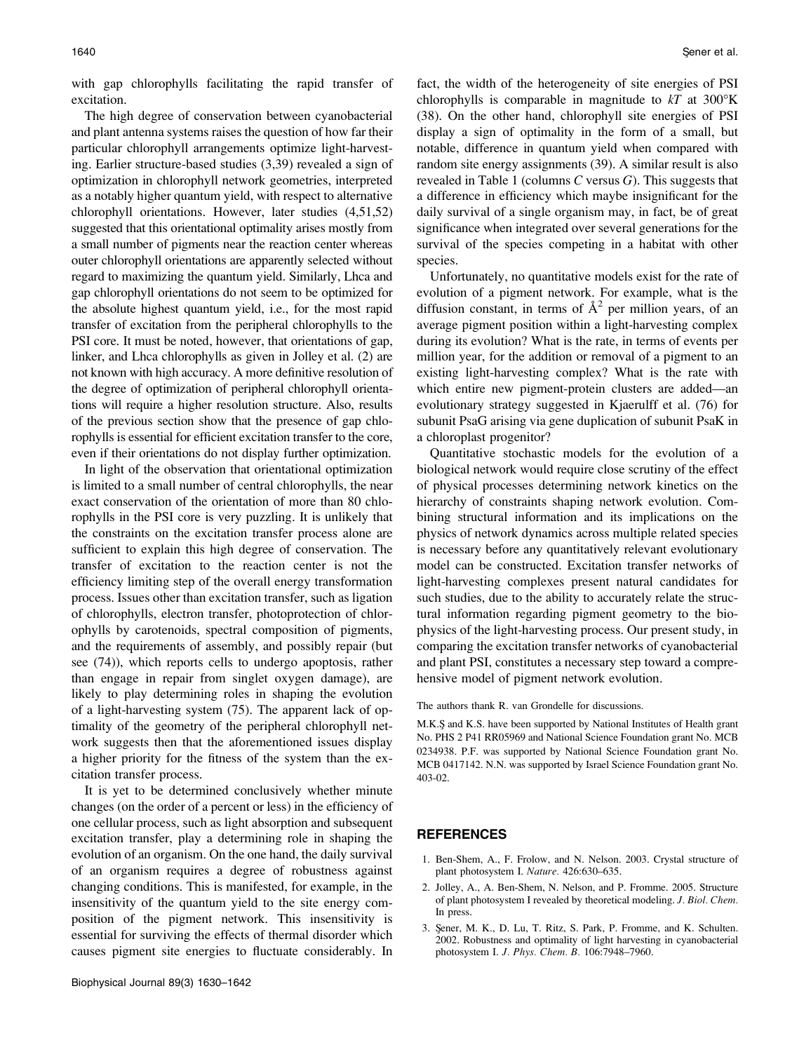with gap chlorophylls facilitating the rapid transfer of excitation.

The high degree of conservation between cyanobacterial and plant antenna systems raises the question of how far their particular chlorophyll arrangements optimize light-harvesting. Earlier structure-based studies (3,39) revealed a sign of optimization in chlorophyll network geometries, interpreted as a notably higher quantum yield, with respect to alternative chlorophyll orientations. However, later studies (4,51,52) suggested that this orientational optimality arises mostly from a small number of pigments near the reaction center whereas outer chlorophyll orientations are apparently selected without regard to maximizing the quantum yield. Similarly, Lhca and gap chlorophyll orientations do not seem to be optimized for the absolute highest quantum yield, i.e., for the most rapid transfer of excitation from the peripheral chlorophylls to the PSI core. It must be noted, however, that orientations of gap, linker, and Lhca chlorophylls as given in Jolley et al. (2) are not known with high accuracy. A more definitive resolution of the degree of optimization of peripheral chlorophyll orientations will require a higher resolution structure. Also, results of the previous section show that the presence of gap chlorophylls is essential for efficient excitation transfer to the core, even if their orientations do not display further optimization.

In light of the observation that orientational optimization is limited to a small number of central chlorophylls, the near exact conservation of the orientation of more than 80 chlorophylls in the PSI core is very puzzling. It is unlikely that the constraints on the excitation transfer process alone are sufficient to explain this high degree of conservation. The transfer of excitation to the reaction center is not the efficiency limiting step of the overall energy transformation process. Issues other than excitation transfer, such as ligation of chlorophylls, electron transfer, photoprotection of chlorophylls by carotenoids, spectral composition of pigments, and the requirements of assembly, and possibly repair (but see (74)), which reports cells to undergo apoptosis, rather than engage in repair from singlet oxygen damage), are likely to play determining roles in shaping the evolution of a light-harvesting system (75). The apparent lack of optimality of the geometry of the peripheral chlorophyll network suggests then that the aforementioned issues display a higher priority for the fitness of the system than the excitation transfer process.

It is yet to be determined conclusively whether minute changes (on the order of a percent or less) in the efficiency of one cellular process, such as light absorption and subsequent excitation transfer, play a determining role in shaping the evolution of an organism. On the one hand, the daily survival of an organism requires a degree of robustness against changing conditions. This is manifested, for example, in the insensitivity of the quantum yield to the site energy composition of the pigment network. This insensitivity is essential for surviving the effects of thermal disorder which causes pigment site energies to fluctuate considerably. In fact, the width of the heterogeneity of site energies of PSI chlorophylls is comparable in magnitude to $kT$ at 300°K (38). On the other hand, chlorophyll site energies of PSI display a sign of optimality in the form of a small, but notable, difference in quantum yield when compared with random site energy assignments (39). A similar result is also revealed in Table 1 (columns $C$ versus $G$). This suggests that a difference in efficiency which maybe insignificant for the daily survival of a single organism may, in fact, be of great significance when integrated over several generations for the survival of the species competing in a habitat with other species.

Unfortunately, no quantitative models exist for the rate of evolution of a pigment network. For example, what is the diffusion constant, in terms of $Å^2$ per million years, of an average pigment position within a light-harvesting complex during its evolution? What is the rate, in terms of events per million year, for the addition or removal of a pigment to an existing light-harvesting complex? What is the rate with which entire new pigment-protein clusters are added—an evolutionary strategy suggested in Kjaerulff et al. (76) for subunit PsaG arising via gene duplication of subunit PsaK in a chloroplast progenitor?

Quantitative stochastic models for the evolution of a biological network would require close scrutiny of the effect of physical processes determining network kinetics on the hierarchy of constraints shaping network evolution. Combining structural information and its implications on the physics of network dynamics across multiple related species is necessary before any quantitatively relevant evolutionary model can be constructed. Excitation transfer networks of light-harvesting complexes present natural candidates for such studies, due to the ability to accurately relate the structural information regarding pigment geometry to the biophysics of the light-harvesting process. Our present study, in comparing the excitation transfer networks of cyanobacterial and plant PSI, constitutes a necessary step toward a comprehensive model of pigment network evolution.

The authors thank R. van Grondelle for discussions.

M.K.Ş and K.S. have been supported by National Institutes of Health grant No. PHS 2 P41 RR05969 and National Science Foundation grant No. MCB 0234938. P.F. was supported by National Science Foundation grant No. MCB 0417142. N.N. was supported by Israel Science Foundation grant No. 403-02.

## REFERENCES

1. Ben-Shem, A., F. Frolow, and N. Nelson. 2003. Crystal structure of plant photosystem I. *Nature.* 426:630–635.
2. Jolley, A., A. Ben-Shem, N. Nelson, and P. Fromme. 2005. Structure of plant photosystem I revealed by theoretical modeling. *J. Biol. Chem.* In press.
3. Şener, M. K., D. Lu, T. Ritz, S. Park, P. Fromme, and K. Schulten. 2002. Robustness and optimality of light harvesting in cyanobacterial photosystem I. *J. Phys. Chem. B.* 106:7948–7960.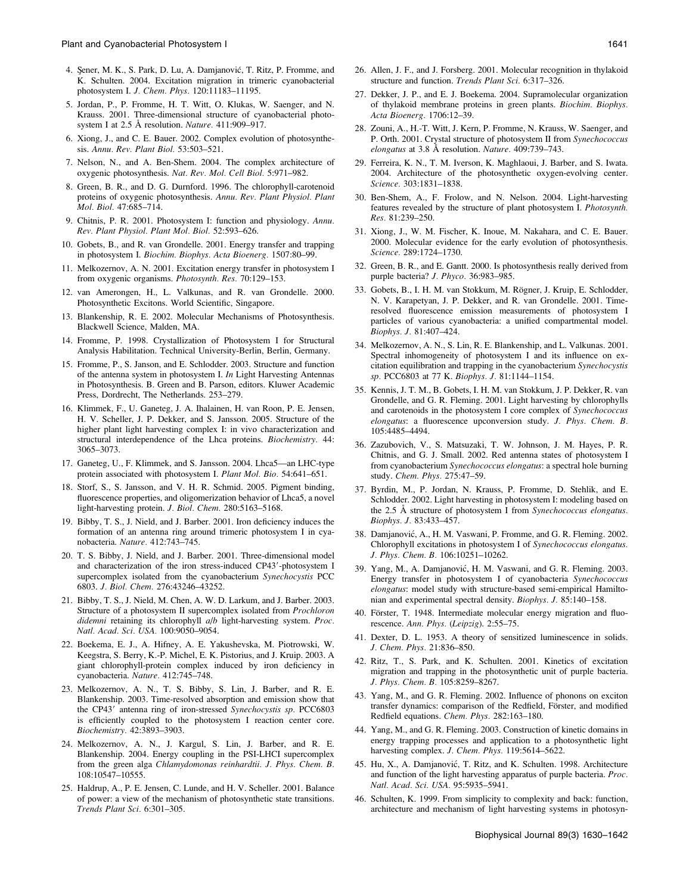4. Şener, M. K., S. Park, D. Lu, A. Damjanović, T. Ritz, P. Fromme, and K. Schulten. 2004. Excitation migration in trimeric cyanobacterial photosystem I. *J. Chem. Phys.* 120:11183–11195.

5. Jordan, P., P. Fromme, H. T. Witt, O. Klukas, W. Saenger, and N. Krauss. 2001. Three-dimensional structure of cyanobacterial photosystem I at 2.5 Å resolution. *Nature.* 411:909–917.

6. Xiong, J., and C. E. Bauer. 2002. Complex evolution of photosynthesis. *Annu. Rev. Plant Biol.* 53:503–521.

7. Nelson, N., and A. Ben-Shem. 2004. The complex architecture of oxygenic photosynthesis. *Nat. Rev. Mol. Cell Biol.* 5:971–982.

8. Green, B. R., and D. G. Durnford. 1996. The chlorophyll-carotenoid proteins of oxygenic photosynthesis. *Annu. Rev. Plant Physiol. Plant Mol. Biol.* 47:685–714.

9. Chitnis, P. R. 2001. Photosystem I: function and physiology. *Annu. Rev. Plant Physiol. Plant Mol. Biol.* 52:593–626.

10. Gobets, B., and R. van Grondelle. 2001. Energy transfer and trapping in photosystem I. *Biochim. Biophys. Acta Bioenerg.* 1507:80–99.

11. Melkozernov, A. N. 2001. Excitation energy transfer in photosystem I from oxygenic organisms. *Photosynth. Res.* 70:129–153.

12. van Amerongen, H., L. Valkunas, and R. van Grondelle. 2000. Photosynthetic Excitons. World Scientific, Singapore.

13. Blankenship, R. E. 2002. Molecular Mechanisms of Photosynthesis. Blackwell Science, Malden, MA.

14. Fromme, P. 1998. Crystallization of Photosystem I for Structural Analysis Habilitation. Technical University-Berlin, Berlin, Germany.

15. Fromme, P., S. Janson, and E. Schlodder. 2003. Structure and function of the antenna system in photosystem I. *In* Light Harvesting Antennas in Photosynthesis. B. Green and B. Parson, editors. Kluwer Academic Press, Dordrecht, The Netherlands. 253–279.

16. Klimmek, F., U. Ganeteg, J. A. Ihalainen, H. van Roon, P. E. Jensen, H. V. Scheller, J. P. Dekker, and S. Jansson. 2005. Structure of the higher plant light harvesting complex I: in vivo characterization and structural interdependence of the Lhca proteins. *Biochemistry.* 44: 3065–3073.

17. Ganeteg, U., F. Klimmek, and S. Jansson. 2004. Lhca5—an LHC-type protein associated with photosystem I. *Plant Mol. Bio.* 54:641–651.

18. Storf, S., S. Jansson, and V. H. R. Schmid. 2005. Pigment binding, fluorescence properties, and oligomerization behavior of Lhca5, a novel light-harvesting protein. *J. Biol. Chem.* 280:5163–5168.

19. Bibby, T. S., J. Nield, and J. Barber. 2001. Iron deficiency induces the formation of an antenna ring around trimeric photosystem I in cyanobacteria. *Nature.* 412:743–745.

20. T. S. Bibby, J. Nield, and J. Barber. 2001. Three-dimensional model and characterization of the iron stress-induced CP43′-photosystem I supercomplex isolated from the cyanobacterium *Synechocystis* PCC 6803. *J. Biol. Chem.* 276:43246–43252.

21. Bibby, T. S., J. Nield, M. Chen, A. W. D. Larkum, and J. Barber. 2003. Structure of a photosystem II supercomplex isolated from *Prochloron didemni* retaining its chlorophyll *a*/*b* light-harvesting system. *Proc. Natl. Acad. Sci. USA.* 100:9050–9054.

22. Boekema, E. J., A. Hifney, A. E. Yakushevska, M. Piotrowski, W. Keegstra, S. Berry, K.-P. Michel, E. K. Pistorius, and J. Kruip. 2003. A giant chlorophyll-protein complex induced by iron deficiency in cyanobacteria. *Nature.* 412:745–748.

23. Melkozernov, A. N., T. S. Bibby, S. Lin, J. Barber, and R. E. Blankenship. 2003. Time-resolved absorption and emission show that the CP43′ antenna ring of iron-stressed *Synechocystis sp.* PCC6803 is efficiently coupled to the photosystem I reaction center core. *Biochemistry.* 42:3893–3903.

24. Melkozernov, A. N., J. Kargul, S. Lin, J. Barber, and R. E. Blankenship. 2004. Energy coupling in the PSI-LHCI supercomplex from the green alga *Chlamydomonas reinhardtii*. *J. Phys. Chem. B.* 108:10547–10555.

25. Haldrup, A., P. E. Jensen, C. Lunde, and H. V. Scheller. 2001. Balance of power: a view of the mechanism of photosynthetic state transitions. *Trends Plant Sci.* 6:301–305.

26. Allen, J. F., and J. Forsberg. 2001. Molecular recognition in thylakoid structure and function. *Trends Plant Sci.* 6:317–326.

27. Dekker, J. P., and E. J. Boekema. 2004. Supramolecular organization of thylakoid membrane proteins in green plants. *Biochim. Biophys. Acta Bioenerg.* 1706:12–39.

28. Zouni, A., H.-T. Witt, J. Kern, P. Fromme, N. Krauss, W. Saenger, and P. Orth. 2001. Crystal structure of photosystem II from *Synechococcus elongatus* at 3.8 Å resolution. *Nature.* 409:739–743.

29. Ferreira, K. N., T. M. Iverson, K. Maghlaoui, J. Barber, and S. Iwata. 2004. Architecture of the photosynthetic oxygen-evolving center. *Science.* 303:1831–1838.

30. Ben-Shem, A., F. Frolow, and N. Nelson. 2004. Light-harvesting features revealed by the structure of plant photosystem I. *Photosynth. Res.* 81:239–250.

31. Xiong, J., W. M. Fischer, K. Inoue, M. Nakahara, and C. E. Bauer. 2000. Molecular evidence for the early evolution of photosynthesis. *Science.* 289:1724–1730.

32. Green, B. R., and E. Gantt. 2000. Is photosynthesis really derived from purple bacteria? *J. Phyco.* 36:983–985.

33. Gobets, B., I. H. M. van Stokkum, M. Rögner, J. Kruip, E. Schlodder, N. V. Karapetyan, J. P. Dekker, and R. van Grondelle. 2001. Time-resolved fluorescence emission measurements of photosystem I particles of various cyanobacteria: a unified compartmental model. *Biophys. J.* 81:407–424.

34. Melkozernov, A. N., S. Lin, R. E. Blankenship, and L. Valkunas. 2001. Spectral inhomogeneity of photosystem I and its influence on excitation equilibration and trapping in the cyanobacterium *Synechocystis sp.* PCC6803 at 77 K. *Biophys. J.* 81:1144–1154.

35. Kennis, J. T. M., B. Gobets, I. H. M. van Stokkum, J. P. Dekker, R. van Grondelle, and G. R. Fleming. 2001. Light harvesting by chlorophylls and carotenoids in the photosystem I core complex of *Synechococcus elongatus*: a fluorescence upconversion study. *J. Phys. Chem. B.* 105:4485–4494.

36. Zazubovich, V., S. Matsuzaki, T. W. Johnson, J. M. Hayes, P. R. Chitnis, and G. J. Small. 2002. Red antenna states of photosystem I from cyanobacterium *Synechococcus elongatus*: a spectral hole burning study. *Chem. Phys.* 275:47–59.

37. Byrdin, M., P. Jordan, N. Krauss, P. Fromme, D. Stehlik, and E. Schlodder. 2002. Light harvesting in photosystem I: modeling based on the 2.5 Å structure of photosystem I from *Synechococcus elongatus*. *Biophys. J.* 83:433–457.

38. Damjanović, A., H. M. Vaswani, P. Fromme, and G. R. Fleming. 2002. Chlorophyll excitations in photosystem I of *Synechococcus elongatus*. *J. Phys. Chem. B.* 106:10251–10262.

39. Yang, M., A. Damjanović, H. M. Vaswani, and G. R. Fleming. 2003. Energy transfer in photosystem I of cyanobacteria *Synechococcus elongatus*: model study with structure-based semi-empirical Hamiltonian and experimental spectral density. *Biophys. J.* 85:140–158.

40. Förster, T. 1948. Intermediate molecular energy migration and fluorescence. *Ann. Phys. (Leipzig).* 2:55–75.

41. Dexter, D. L. 1953. A theory of sensitized luminescence in solids. *J. Chem. Phys.* 21:836–850.

42. Ritz, T., S. Park, and K. Schulten. 2001. Kinetics of excitation migration and trapping in the photosynthetic unit of purple bacteria. *J. Phys. Chem. B.* 105:8259–8267.

43. Yang, M., and G. R. Fleming. 2002. Influence of phonons on exciton transfer dynamics: comparison of the Redfield, Förster, and modified Redfield equations. *Chem. Phys.* 282:163–180.

44. Yang, M., and G. R. Fleming. 2003. Construction of kinetic domains in energy trapping processes and application to a photosynthetic light harvesting complex. *J. Chem. Phys.* 119:5614–5622.

45. Hu, X., A. Damjanović, T. Ritz, and K. Schulten. 1998. Architecture and function of the light harvesting apparatus of purple bacteria. *Proc. Natl. Acad. Sci. USA.* 95:5935–5941.

46. Schulten, K. 1999. From simplicity to complexity and back: function, architecture and mechanism of light harvesting systems in photosyn-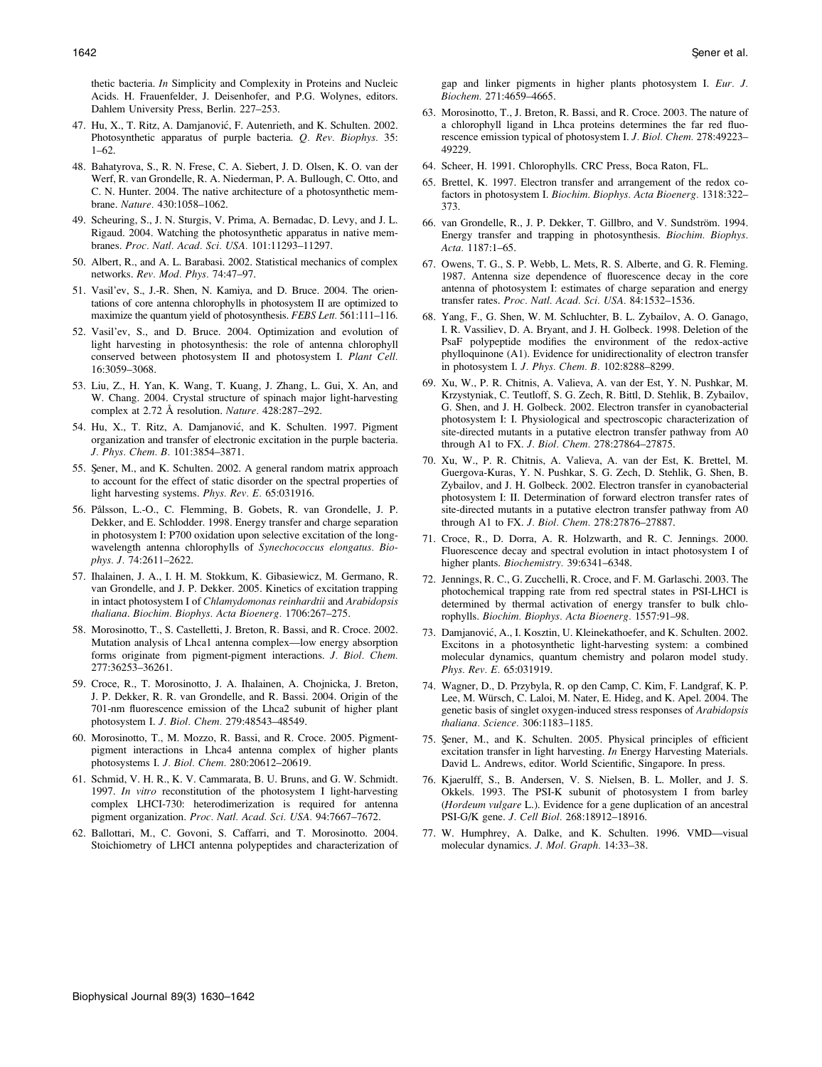thetic bacteria. *In* Simplicity and Complexity in Proteins and Nucleic Acids. H. Frauenfelder, J. Deisenhofer, and P.G. Wolynes, editors. Dahlem University Press, Berlin. 227–253.

47. Hu, X., T. Ritz, A. Damjanović, F. Autenrieth, and K. Schulten. 2002. Photosynthetic apparatus of purple bacteria. *Q. Rev. Biophys.* 35: 1–62.

48. Bahatyrova, S., R. N. Frese, C. A. Siebert, J. D. Olsen, K. O. van der Werf, R. van Grondelle, R. A. Niederman, P. A. Bullough, C. Otto, and C. N. Hunter. 2004. The native architecture of a photosynthetic membrane. *Nature.* 430:1058–1062.

49. Scheuring, S., J. N. Sturgis, V. Prima, A. Bernadac, D. Levy, and J. L. Rigaud. 2004. Watching the photosynthetic apparatus in native membranes. *Proc. Natl. Acad. Sci. USA.* 101:11293–11297.

50. Albert, R., and A. L. Barabasi. 2002. Statistical mechanics of complex networks. *Rev. Mod. Phys.* 74:47–97.

51. Vasil'ev, S., J.-R. Shen, N. Kamiya, and D. Bruce. 2004. The orientations of core antenna chlorophylls in photosystem II are optimized to maximize the quantum yield of photosynthesis. *FEBS Lett.* 561:111–116.

52. Vasil'ev, S., and D. Bruce. 2004. Optimization and evolution of light harvesting in photosynthesis: the role of antenna chlorophyll conserved between photosystem II and photosystem I. *Plant Cell.* 16:3059–3068.

53. Liu, Z., H. Yan, K. Wang, T. Kuang, J. Zhang, L. Gui, X. An, and W. Chang. 2004. Crystal structure of spinach major light-harvesting complex at 2.72 Å resolution. *Nature.* 428:287–292.

54. Hu, X., T. Ritz, A. Damjanović, and K. Schulten. 1997. Pigment organization and transfer of electronic excitation in the purple bacteria. *J. Phys. Chem. B.* 101:3854–3871.

55. Şener, M., and K. Schulten. 2002. A general random matrix approach to account for the effect of static disorder on the spectral properties of light harvesting systems. *Phys. Rev. E.* 65:031916.

56. Pålsson, L.-O., C. Flemming, B. Gobets, R. van Grondelle, J. P. Dekker, and E. Schlodder. 1998. Energy transfer and charge separation in photosystem I: P700 oxidation upon selective excitation of the long-wavelength antenna chlorophylls of *Synechococcus elongatus. Biophys. J.* 74:2611–2622.

57. Ihalainen, J. A., I. H. M. Stokkum, K. Gibasiewicz, M. Germano, R. van Grondelle, and J. P. Dekker. 2005. Kinetics of excitation trapping in intact photosystem I of *Chlamydomonas reinhardtii* and *Arabidopsis thaliana*. *Biochim. Biophys. Acta Bioenerg.* 1706:267–275.

58. Morosinotto, T., S. Castelletti, J. Breton, R. Bassi, and R. Croce. 2002. Mutation analysis of Lhca1 antenna complex—low energy absorption forms originate from pigment-pigment interactions. *J. Biol. Chem.* 277:36253–36261.

59. Croce, R., T. Morosinotto, J. A. Ihalainen, A. Chojnicka, J. Breton, J. P. Dekker, R. R. van Grondelle, and R. Bassi. 2004. Origin of the 701-nm fluorescence emission of the Lhca2 subunit of higher plant photosystem I. *J. Biol. Chem.* 279:48543–48549.

60. Morosinotto, T., M. Mozzo, R. Bassi, and R. Croce. 2005. Pigment-pigment interactions in Lhca4 antenna complex of higher plants photosystems I. *J. Biol. Chem.* 280:20612–20619.

61. Schmid, V. H. R., K. V. Cammarata, B. U. Bruns, and G. W. Schmidt. 1997. *In vitro* reconstitution of the photosystem I light-harvesting complex LHCI-730: heterodimerization is required for antenna pigment organization. *Proc. Natl. Acad. Sci. USA.* 94:7667–7672.

62. Ballottari, M., C. Govoni, S. Caffarri, and T. Morosinotto. 2004. Stoichiometry of LHCI antenna polypeptides and characterization of gap and linker pigments in higher plants photosystem I. *Eur. J. Biochem.* 271:4659–4665.

63. Morosinotto, T., J. Breton, R. Bassi, and R. Croce. 2003. The nature of a chlorophyll ligand in Lhca proteins determines the far red fluorescence emission typical of photosystem I. *J. Biol. Chem.* 278:49223–49229.

64. Scheer, H. 1991. Chlorophylls. CRC Press, Boca Raton, FL.

65. Brettel, K. 1997. Electron transfer and arrangement of the redox cofactors in photosystem I. *Biochim. Biophys. Acta Bioenerg.* 1318:322–373.

66. van Grondelle, R., J. P. Dekker, T. Gillbro, and V. Sundström. 1994. Energy transfer and trapping in photosynthesis. *Biochim. Biophys. Acta.* 1187:1–65.

67. Owens, T. G., S. P. Webb, L. Mets, R. S. Alberte, and G. R. Fleming. 1987. Antenna size dependence of fluorescence decay in the core antenna of photosystem I: estimates of charge separation and energy transfer rates. *Proc. Natl. Acad. Sci. USA.* 84:1532–1536.

68. Yang, F., G. Shen, W. M. Schluchter, B. L. Zybailov, A. O. Ganago, I. R. Vassiliev, D. A. Bryant, and J. H. Golbeck. 1998. Deletion of the PsaF polypeptide modifies the environment of the redox-active phylloquinone (A1). Evidence for unidirectionality of electron transfer in photosystem I. *J. Phys. Chem. B.* 102:8288–8299.

69. Xu, W., P. R. Chitnis, A. Valieva, A. van der Est, Y. N. Pushkar, M. Krzystyniak, C. Teutloff, S. G. Zech, R. Bittl, D. Stehlik, B. Zybailov, G. Shen, and J. H. Golbeck. 2002. Electron transfer in cyanobacterial photosystem I: I. Physiological and spectroscopic characterization of site-directed mutants in a putative electron transfer pathway from A0 through A1 to FX. *J. Biol. Chem.* 278:27864–27875.

70. Xu, W., P. R. Chitnis, A. Valieva, A. van der Est, K. Brettel, M. Guergova-Kuras, Y. N. Pushkar, S. G. Zech, D. Stehlik, G. Shen, B. Zybailov, and J. H. Golbeck. 2002. Electron transfer in cyanobacterial photosystem I: II. Determination of forward electron transfer rates of site-directed mutants in a putative electron transfer pathway from A0 through A1 to FX. *J. Biol. Chem.* 278:27876–27887.

71. Croce, R., D. Dorra, A. R. Holzwarth, and R. C. Jennings. 2000. Fluorescence decay and spectral evolution in intact photosystem I of higher plants. *Biochemistry.* 39:6341–6348.

72. Jennings, R. C., G. Zucchelli, R. Croce, and F. M. Garlaschi. 2003. The photochemical trapping rate from red spectral states in PSI-LHCI is determined by thermal activation of energy transfer to bulk chlorophylls. *Biochim. Biophys. Acta Bioenerg.* 1557:91–98.

73. Damjanović, A., I. Kosztin, U. Kleinekathoefer, and K. Schulten. 2002. Excitons in a photosynthetic light-harvesting system: a combined molecular dynamics, quantum chemistry and polaron model study. *Phys. Rev. E.* 65:031919.

74. Wagner, D., D. Przybyla, R. op den Camp, C. Kim, F. Landgraf, K. P. Lee, M. Würsch, C. Laloi, M. Nater, E. Hideg, and K. Apel. 2004. The genetic basis of singlet oxygen-induced stress responses of *Arabidopsis thaliana*. *Science.* 306:1183–1185.

75. Şener, M., and K. Schulten. 2005. Physical principles of efficient excitation transfer in light harvesting. *In* Energy Harvesting Materials. David L. Andrews, editor. World Scientific, Singapore. In press.

76. Kjaerulff, S., B. Andersen, V. S. Nielsen, B. L. Moller, and J. S. Okkels. 1993. The PSI-K subunit of photosystem I from barley (*Hordeum vulgare* L.). Evidence for a gene duplication of an ancestral PSI-G/K gene. *J. Cell Biol.* 268:18912–18916.

77. W. Humphrey, A. Dalke, and K. Schulten. 1996. VMD—visual molecular dynamics. *J. Mol. Graph.* 14:33–38.